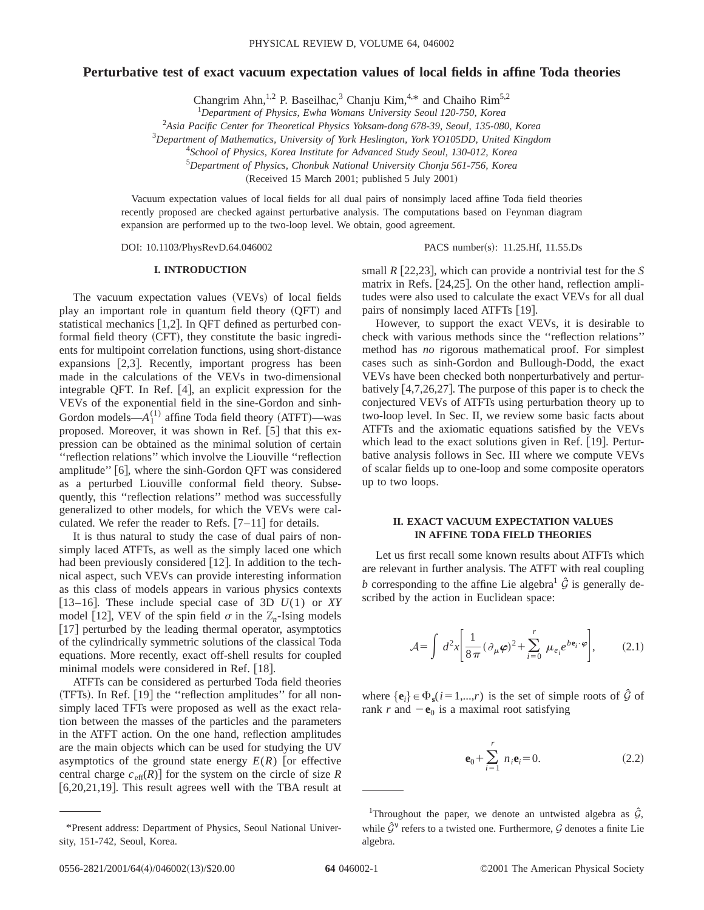# Perturbative test of exact vacuum expectation values of local fields in affine Toda theories

Changrim Ahn,[1,2] P. Baseilhac,[3] Chanju Kim,[4,*] and Chaiho Rim[5,2]

[1]*Department of Physics, Ewha Womans University Seoul 120-750, Korea*

[2]*Asia Pacific Center for Theoretical Physics Yoksam-dong 678-39, Seoul, 135-080, Korea*

[3]*Department of Mathematics, University of York Heslington, York YO105DD, United Kingdom*

[4]*School of Physics, Korea Institute for Advanced Study Seoul, 130-012, Korea*

[5]*Department of Physics, Chonbuk National University Chonju 561-756, Korea*

(Received 15 March 2001; published 5 July 2001)

Vacuum expectation values of local fields for all dual pairs of nonsimply laced affine Toda field theories recently proposed are checked against perturbative analysis. The computations based on Feynman diagram expansion are performed up to the two-loop level. We obtain, good agreement.

DOI: 10.1103/PhysRevD.64.046002 PACS number(s): 11.25.Hf, 11.55.Ds

## I. INTRODUCTION

The vacuum expectation values (VEVs) of local fields play an important role in quantum field theory (QFT) and statistical mechanics [1,2]. In QFT defined as perturbed conformal field theory (CFT), they constitute the basic ingredients for multipoint correlation functions, using short-distance expansions [2,3]. Recently, important progress has been made in the calculations of the VEVs in two-dimensional integrable QFT. In Ref. [4], an explicit expression for the VEVs of the exponential field in the sine-Gordon and sinh-Gordon models—$A_1^{(1)}$ affine Toda field theory (ATFT)—was proposed. Moreover, it was shown in Ref. [5] that this expression can be obtained as the minimal solution of certain "reflection relations" which involve the Liouville "reflection amplitude" [6], where the sinh-Gordon QFT was considered as a perturbed Liouville conformal field theory. Subsequently, this "reflection relations" method was successfully generalized to other models, for which the VEVs were calculated. We refer the reader to Refs. [7–11] for details.

It is thus natural to study the case of dual pairs of nonsimply laced ATFTs, as well as the simply laced one which had been previously considered [12]. In addition to the technical aspect, such VEVs can provide interesting information as this class of models appears in various physics contexts [13–16]. These include special case of 3D $U(1)$ or $XY$ model [12], VEV of the spin field $\sigma$ in the $\mathbb{Z}_n$-Ising models [17] perturbed by the leading thermal operator, asymptotics of the cylindrically symmetric solutions of the classical Toda equations. More recently, exact off-shell results for coupled minimal models were considered in Ref. [18].

ATFTs can be considered as perturbed Toda field theories (TFTs). In Ref. [19] the "reflection amplitudes" for all nonsimply laced TFTs were proposed as well as the exact relation between the masses of the particles and the parameters in the ATFT action. On the one hand, reflection amplitudes are the main objects which can be used for studying the UV asymptotics of the ground state energy $E(R)$ [or effective central charge $c_{\rm eff}(R)$] for the system on the circle of size $R$ [6,20,21,19]. This result agrees well with the TBA result at small $R$ [22,23], which can provide a nontrivial test for the $S$ matrix in Refs. [24,25]. On the other hand, reflection amplitudes were also used to calculate the exact VEVs for all dual pairs of nonsimply laced ATFTs [19].

However, to support the exact VEVs, it is desirable to check with various methods since the "reflection relations" method has *no* rigorous mathematical proof. For simplest cases such as sinh-Gordon and Bullough-Dodd, the exact VEVs have been checked both nonperturbatively and perturbatively [4,7,26,27]. The purpose of this paper is to check the conjectured VEVs of ATFTs using perturbation theory up to two-loop level. In Sec. II, we review some basic facts about ATFTs and the axiomatic equations satisfied by the VEVs which lead to the exact solutions given in Ref. [19]. Perturbative analysis follows in Sec. III where we compute VEVs of scalar fields up to one-loop and some composite operators up to two loops.

## II. EXACT VACUUM EXPECTATION VALUES IN AFFINE TODA FIELD THEORIES

Let us first recall some known results about ATFTs which are relevant in further analysis. The ATFT with real coupling $b$ corresponding to the affine Lie algebra[1] $\hat{\mathcal{G}}$ is generally described by the action in Euclidean space:

$$\mathcal{A}=\int d^2x\left[\frac{1}{8\pi}(\partial_\mu\boldsymbol{\varphi})^2+\sum_{i=0}^{r}\mu_{e_i}e^{b\mathbf{e}_i\cdot\boldsymbol{\varphi}}\right], \tag{2.1}$$

where $\{\mathbf{e}_i\}\in\Phi_{\mathbf{s}}(i=1,...,r)$ is the set of simple roots of $\hat{\mathcal{G}}$ of rank $r$ and $-\mathbf{e}_0$ is a maximal root satisfying

$$\mathbf{e}_0+\sum_{i=1}^{r}n_i\mathbf{e}_i=0. \tag{2.2}$$

---

[1]Throughout the paper, we denote an untwisted algebra as $\hat{\mathcal{G}}$, while $\hat{\mathcal{G}}^\vee$ refers to a twisted one. Furthermore, $\mathcal{G}$ denotes a finite Lie algebra.

*Present address: Department of Physics, Seoul National University, 151-742, Seoul, Korea.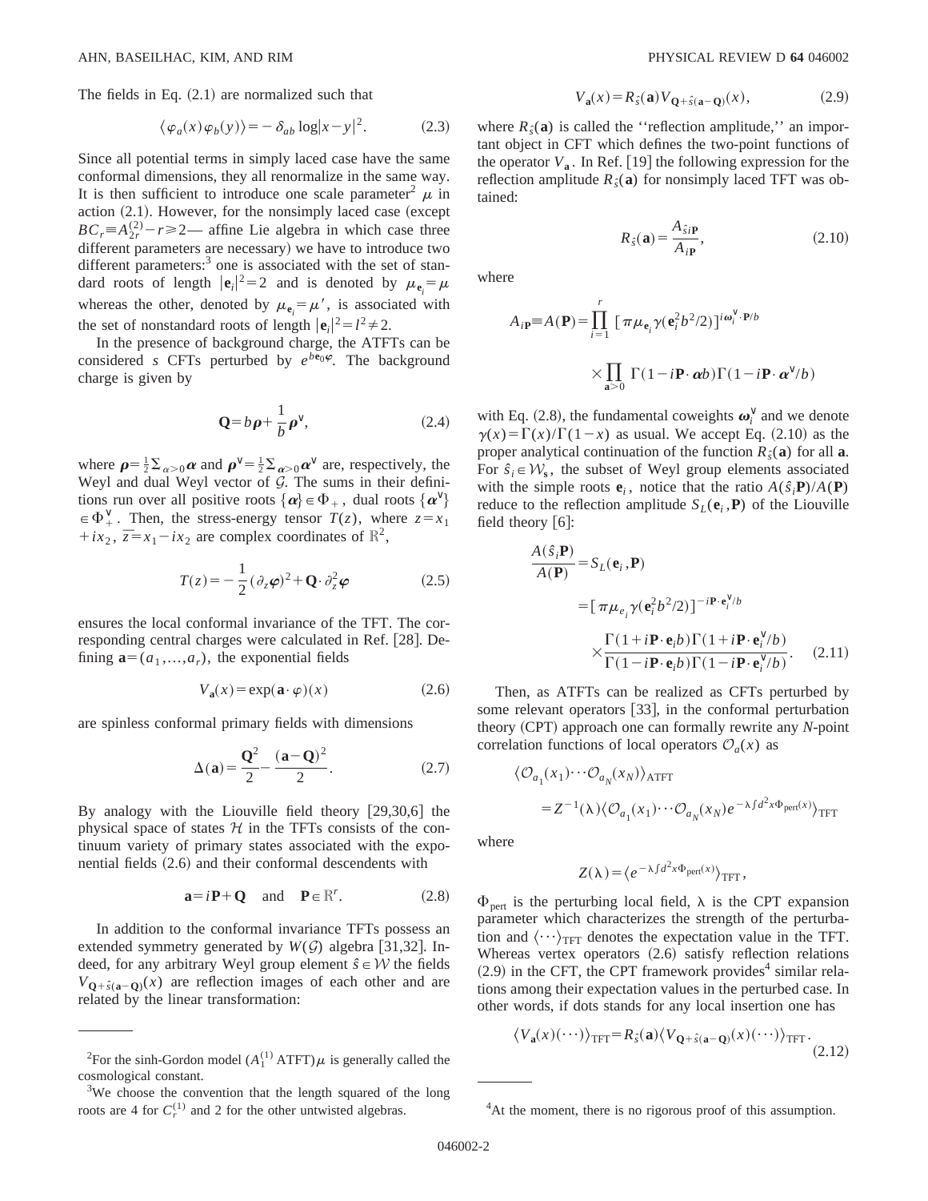The fields in Eq. (2.1) are normalized such that

$$\langle \varphi_a(x)\varphi_b(y)\rangle = -\delta_{ab}\log|x-y|^2. \tag{2.3}$$

Since all potential terms in simply laced case have the same conformal dimensions, they all renormalize in the same way. It is then sufficient to introduce one scale parameter[2] $\mu$ in action (2.1). However, for the nonsimply laced case (except $BC_r \equiv A_{2r}^{(2)} - r \geq 2$— affine Lie algebra in which case three different parameters are necessary) we have to introduce two different parameters:[3] one is associated with the set of standard roots of length $|\mathbf{e}_i|^2 = 2$ and is denoted by $\mu_{\mathbf{e}_i} = \mu$ whereas the other, denoted by $\mu_{\mathbf{e}_i} = \mu'$, is associated with the set of nonstandard roots of length $|\mathbf{e}_i|^2 = l^2 \neq 2$.

In the presence of background charge, the ATFTs can be considered $s$ CFTs perturbed by $e^{b\mathbf{e}_0\varphi}$. The background charge is given by

$$\mathbf{Q} = b\boldsymbol{\rho} + \frac{1}{b}\boldsymbol{\rho}^\vee, \tag{2.4}$$

where $\boldsymbol{\rho} = \frac{1}{2}\sum_{\alpha>0}\boldsymbol{\alpha}$ and $\boldsymbol{\rho}^\vee = \frac{1}{2}\sum_{\alpha>0}\boldsymbol{\alpha}^\vee$ are, respectively, the Weyl and dual Weyl vector of $\mathcal{G}$. The sums in their definitions run over all positive roots $\{\boldsymbol{\alpha}\} \in \Phi_+$, dual roots $\{\boldsymbol{\alpha}^\vee\} \in \Phi_+^\vee$. Then, the stress-energy tensor $T(z)$, where $z = x_1 + ix_2$, $\bar{z} = x_1 - ix_2$ are complex coordinates of $\mathbb{R}^2$,

$$T(z) = -\frac{1}{2}(\partial_z \boldsymbol{\varphi})^2 + \mathbf{Q}\cdot\partial_z^2\boldsymbol{\varphi} \tag{2.5}$$

ensures the local conformal invariance of the TFT. The corresponding central charges were calculated in Ref. [28]. Defining $\mathbf{a} = (a_1, \ldots, a_r)$, the exponential fields

$$V_{\mathbf{a}}(x) = \exp(\mathbf{a}\cdot\varphi)(x) \tag{2.6}$$

are spinless conformal primary fields with dimensions

$$\Delta(\mathbf{a}) = \frac{\mathbf{Q}^2}{2} - \frac{(\mathbf{a}-\mathbf{Q})^2}{2}. \tag{2.7}$$

By analogy with the Liouville field theory [29,30,6] the physical space of states $\mathcal{H}$ in the TFTs consists of the continuum variety of primary states associated with the exponential fields (2.6) and their conformal descendents with

$$\mathbf{a} = i\mathbf{P} + \mathbf{Q} \quad \text{and} \quad \mathbf{P} \in \mathbb{R}^r. \tag{2.8}$$

In addition to the conformal invariance TFTs possess an extended symmetry generated by $W(\mathcal{G})$ algebra [31,32]. Indeed, for any arbitrary Weyl group element $\hat{s} \in \mathcal{W}$ the fields $V_{\mathbf{Q}+\hat{s}(\mathbf{a}-\mathbf{Q})}(x)$ are reflection images of each other and are related by the linear transformation:

$$V_{\mathbf{a}}(x) = R_{\hat{s}}(\mathbf{a}) V_{\mathbf{Q}+\hat{s}(\mathbf{a}-\mathbf{Q})}(x), \tag{2.9}$$

where $R_{\hat{s}}(\mathbf{a})$ is called the "reflection amplitude," an important object in CFT which defines the two-point functions of the operator $V_{\mathbf{a}}$. In Ref. [19] the following expression for the reflection amplitude $R_{\hat{s}}(\mathbf{a})$ for nonsimply laced TFT was obtained:

$$R_{\hat{s}}(\mathbf{a}) = \frac{A_{\hat{s}i\mathbf{P}}}{A_{i\mathbf{P}}}, \tag{2.10}$$

where

$$A_{i\mathbf{P}} \equiv A(\mathbf{P}) = \prod_{i=1}^{r} [\pi\mu_{\mathbf{e}_i}\gamma(\mathbf{e}_i^2 b^2/2)]^{i\boldsymbol{\omega}_i^\vee\cdot\mathbf{P}/b} \times \prod_{\mathbf{a}>0}\Gamma(1 - i\mathbf{P}\cdot\boldsymbol{\alpha}b)\Gamma(1 - i\mathbf{P}\cdot\boldsymbol{\alpha}^\vee/b)$$

with Eq. (2.8), the fundamental coweights $\boldsymbol{\omega}_i^\vee$ and we denote $\gamma(x) = \Gamma(x)/\Gamma(1-x)$ as usual. We accept Eq. (2.10) as the proper analytical continuation of the function $R_{\hat{s}}(\mathbf{a})$ for all $\mathbf{a}$. For $\hat{s}_i \in \mathcal{W}_{\mathbf{s}}$, the subset of Weyl group elements associated with the simple roots $\mathbf{e}_i$, notice that the ratio $A(\hat{s}_i\mathbf{P})/A(\mathbf{P})$ reduce to the reflection amplitude $S_L(\mathbf{e}_i, \mathbf{P})$ of the Liouville field theory [6]:

$$\begin{aligned}
\frac{A(\hat{s}_i\mathbf{P})}{A(\mathbf{P})} &= S_L(\mathbf{e}_i, \mathbf{P}) \\
&= [\pi\mu_{e_i}\gamma(\mathbf{e}_i^2 b^2/2)]^{-i\mathbf{P}\cdot\mathbf{e}_i^\vee/b} \\
&\quad \times \frac{\Gamma(1 + i\mathbf{P}\cdot\mathbf{e}_i b)\Gamma(1 + i\mathbf{P}\cdot\mathbf{e}_i^\vee/b)}{\Gamma(1 - i\mathbf{P}\cdot\mathbf{e}_i b)\Gamma(1 - i\mathbf{P}\cdot\mathbf{e}_i^\vee/b)}.
\end{aligned} \tag{2.11}$$

Then, as ATFTs can be realized as CFTs perturbed by some relevant operators [33], in the conformal perturbation theory (CPT) approach one can formally rewrite any $N$-point correlation functions of local operators $\mathcal{O}_a(x)$ as

$$\begin{aligned}
&\langle \mathcal{O}_{a_1}(x_1)\cdots\mathcal{O}_{a_N}(x_N)\rangle_{\text{ATFT}} \\
&\quad = Z^{-1}(\lambda)\langle \mathcal{O}_{a_1}(x_1)\cdots\mathcal{O}_{a_N}(x_N) e^{-\lambda\int d^2x \Phi_{\text{pert}}(x)}\rangle_{\text{TFT}}
\end{aligned}$$

where

$$Z(\lambda) = \langle e^{-\lambda\int d^2x\Phi_{\text{pert}}(x)}\rangle_{\text{TFT}},$$

$\Phi_{\text{pert}}$ is the perturbing local field, $\lambda$ is the CPT expansion parameter which characterizes the strength of the perturbation and $\langle\cdots\rangle_{\text{TFT}}$ denotes the expectation value in the TFT. Whereas vertex operators (2.6) satisfy reflection relations (2.9) in the CFT, the CPT framework provides[4] similar relations among their expectation values in the perturbed case. In other words, if dots stands for any local insertion one has

$$\langle V_{\mathbf{a}}(x)(\cdots)\rangle_{\text{TFT}} = R_{\hat{s}}(\mathbf{a})\langle V_{\mathbf{Q}+\hat{s}(\mathbf{a}-\mathbf{Q})}(x)(\cdots)\rangle_{\text{TFT}}. \tag{2.12}$$

---

[2] For the sinh-Gordon model ($A_1^{(1)}$ ATFT) $\mu$ is generally called the cosmological constant.

[3] We choose the convention that the length squared of the long roots are 4 for $C_r^{(1)}$ and 2 for the other untwisted algebras.

[4] At the moment, there is no rigorous proof of this assumption.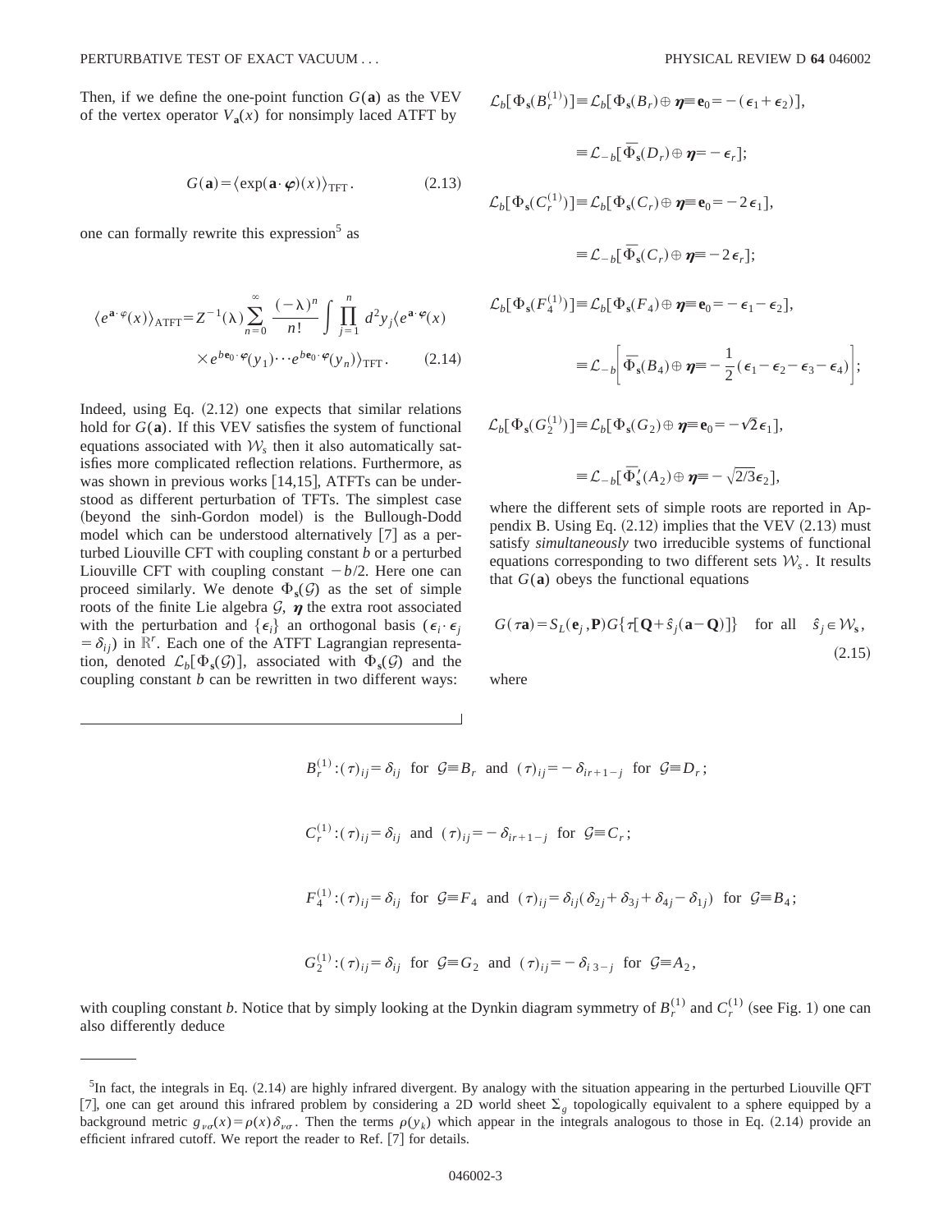Then, if we define the one-point function $G(\mathbf{a})$ as the VEV of the vertex operator $V_{\mathbf{a}}(x)$ for nonsimply laced ATFT by

$$G(\mathbf{a})=\langle \exp(\mathbf{a}\cdot\boldsymbol{\varphi})(x)\rangle_{\mathrm{TFT}}. \tag{2.13}$$

one can formally rewrite this expression[5] as

$$\langle e^{\mathbf{a}\cdot\varphi}(x)\rangle_{\mathrm{ATFT}}=Z^{-1}(\lambda)\sum_{n=0}^{\infty}\frac{(-\lambda)^n}{n!}\int\prod_{j=1}^{n}d^2y_j\langle e^{\mathbf{a}\cdot\boldsymbol{\varphi}}(x)\times e^{b\mathbf{e}_0\cdot\boldsymbol{\varphi}}(y_1)\cdots e^{b\mathbf{e}_0\cdot\boldsymbol{\varphi}}(y_n)\rangle_{\mathrm{TFT}}. \tag{2.14}$$

Indeed, using Eq. (2.12) one expects that similar relations hold for $G(\mathbf{a})$. If this VEV satisfies the system of functional equations associated with $\mathcal{W}_s$ then it also automatically satisfies more complicated reflection relations. Furthermore, as was shown in previous works [14,15], ATFTs can be understood as different perturbation of TFTs. The simplest case (beyond the sinh-Gordon model) is the Bullough-Dodd model which can be understood alternatively [7] as a perturbed Liouville CFT with coupling constant $b$ or a perturbed Liouville CFT with coupling constant $-b/2$. Here one can proceed similarly. We denote $\Phi_{\mathbf{s}}(\mathcal{G})$ as the set of simple roots of the finite Lie algebra $\mathcal{G}$, $\boldsymbol{\eta}$ the extra root associated with the perturbation and $\{\boldsymbol{\epsilon}_i\}$ an orthogonal basis ($\boldsymbol{\epsilon}_i\cdot\boldsymbol{\epsilon}_j=\delta_{ij}$) in $\mathbb{R}^r$. Each one of the ATFT Lagrangian representation, denoted $\mathcal{L}_b[\Phi_{\mathbf{s}}(\mathcal{G})]$, associated with $\Phi_{\mathbf{s}}(\mathcal{G})$ and the coupling constant $b$ can be rewritten in two different ways:

$$\mathcal{L}_b[\Phi_{\mathbf{s}}(B_r^{(1)})]\equiv\mathcal{L}_b[\Phi_{\mathbf{s}}(B_r)\oplus\boldsymbol{\eta}\equiv\mathbf{e}_0=-(\boldsymbol{\epsilon}_1+\boldsymbol{\epsilon}_2)],$$

$$\equiv\mathcal{L}_{-b}[\bar{\Phi}_{\mathbf{s}}(D_r)\oplus\boldsymbol{\eta}=-\boldsymbol{\epsilon}_r];$$

$$\mathcal{L}_b[\Phi_{\mathbf{s}}(C_r^{(1)})]\equiv\mathcal{L}_b[\Phi_{\mathbf{s}}(C_r)\oplus\boldsymbol{\eta}\equiv\mathbf{e}_0=-2\boldsymbol{\epsilon}_1],$$

$$\equiv\mathcal{L}_{-b}[\bar{\Phi}_{\mathbf{s}}(C_r)\oplus\boldsymbol{\eta}=-2\boldsymbol{\epsilon}_r];$$

$$\mathcal{L}_b[\Phi_{\mathbf{s}}(F_4^{(1)})]\equiv\mathcal{L}_b[\Phi_{\mathbf{s}}(F_4)\oplus\boldsymbol{\eta}\equiv\mathbf{e}_0=-\boldsymbol{\epsilon}_1-\boldsymbol{\epsilon}_2],$$

$$\equiv\mathcal{L}_{-b}\left[\bar{\Phi}_{\mathbf{s}}(B_4)\oplus\boldsymbol{\eta}\equiv-\frac{1}{2}(\boldsymbol{\epsilon}_1-\boldsymbol{\epsilon}_2-\boldsymbol{\epsilon}_3-\boldsymbol{\epsilon}_4)\right];$$

$$\mathcal{L}_b[\Phi_{\mathbf{s}}(G_2^{(1)})]\equiv\mathcal{L}_b[\Phi_{\mathbf{s}}(G_2)\oplus\boldsymbol{\eta}\equiv\mathbf{e}_0=-\sqrt{2}\boldsymbol{\epsilon}_1],$$

$$\equiv\mathcal{L}_{-b}[\bar{\Phi}'_{\mathbf{s}}(A_2)\oplus\boldsymbol{\eta}\equiv-\sqrt{2/3}\boldsymbol{\epsilon}_2],$$

where the different sets of simple roots are reported in Appendix B. Using Eq. (2.12) implies that the VEV (2.13) must satisfy *simultaneously* two irreducible systems of functional equations corresponding to two different sets $\mathcal{W}_s$. It results that $G(\mathbf{a})$ obeys the functional equations

$$G(\tau\mathbf{a})=S_L(\mathbf{e}_j,\mathbf{P})G\{\tau[\mathbf{Q}+\hat{s}_j(\mathbf{a}-\mathbf{Q})]\}\quad\text{for all}\quad \hat{s}_j\in\mathcal{W}_{\mathbf{s}}, \tag{2.15}$$

where

$$B_r^{(1)}:(\tau)_{ij}=\delta_{ij}\ \text{ for }\ \mathcal{G}\equiv B_r\ \text{ and }\ (\tau)_{ij}=-\delta_{ir+1-j}\ \text{ for }\ \mathcal{G}\equiv D_r;$$

$$C_r^{(1)}:(\tau)_{ij}=\delta_{ij}\ \text{ and }\ (\tau)_{ij}=-\delta_{ir+1-j}\ \text{ for }\ \mathcal{G}\equiv C_r;$$

$$F_4^{(1)}:(\tau)_{ij}=\delta_{ij}\ \text{ for }\ \mathcal{G}\equiv F_4\ \text{ and }\ (\tau)_{ij}=\delta_{ij}(\delta_{2j}+\delta_{3j}+\delta_{4j}-\delta_{1j})\ \text{ for }\ \mathcal{G}\equiv B_4;$$

$$G_2^{(1)}:(\tau)_{ij}=\delta_{ij}\ \text{ for }\ \mathcal{G}\equiv G_2\ \text{ and }\ (\tau)_{ij}=-\delta_{i\,3-j}\ \text{ for }\ \mathcal{G}\equiv A_2,$$

with coupling constant $b$. Notice that by simply looking at the Dynkin diagram symmetry of $B_r^{(1)}$ and $C_r^{(1)}$ (see Fig. 1) one can also differently deduce

---

[5] In fact, the integrals in Eq. (2.14) are highly infrared divergent. By analogy with the situation appearing in the perturbed Liouville QFT [7], one can get around this infrared problem by considering a 2D world sheet $\Sigma_g$ topologically equivalent to a sphere equipped by a background metric $g_{\nu\sigma}(x)=\rho(x)\delta_{\nu\sigma}$. Then the terms $\rho(y_k)$ which appear in the integrals analogous to those in Eq. (2.14) provide an efficient infrared cutoff. We report the reader to Ref. [7] for details.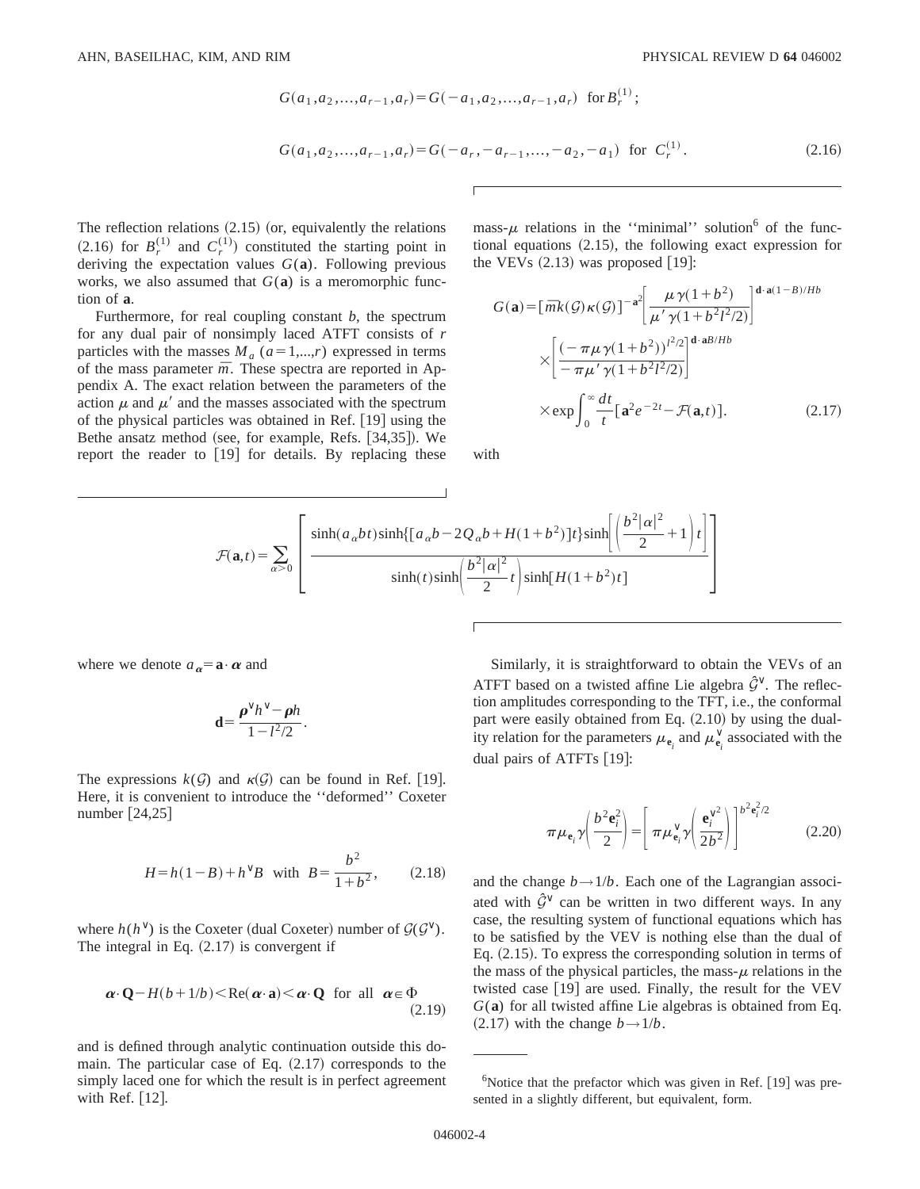$$G(a_1,a_2,\ldots,a_{r-1},a_r)=G(-a_1,a_2,\ldots,a_{r-1},a_r)\quad\text{for } B_r^{(1)};$$

$$G(a_1,a_2,\ldots,a_{r-1},a_r)=G(-a_r,-a_{r-1},\ldots,-a_2,-a_1)\quad\text{for } C_r^{(1)}. \tag{2.16}$$

The reflection relations (2.15) (or, equivalently the relations (2.16) for $B_r^{(1)}$ and $C_r^{(1)}$) constituted the starting point in deriving the expectation values $G(\mathbf{a})$. Following previous works, we also assumed that $G(\mathbf{a})$ is a meromorphic function of $\mathbf{a}$.

Furthermore, for real coupling constant $b$, the spectrum for any dual pair of nonsimply laced ATFT consists of $r$ particles with the masses $M_a$ ($a=1,\ldots,r$) expressed in terms of the mass parameter $\bar{m}$. These spectra are reported in Appendix A. The exact relation between the parameters of the action $\mu$ and $\mu'$ and the masses associated with the spectrum of the physical particles was obtained in Ref. [19] using the Bethe ansatz method (see, for example, Refs. [34,35]). We report the reader to [19] for details. By replacing these mass-$\mu$ relations in the "minimal" solution[6] of the functional equations (2.15), the following exact expression for the VEVs (2.13) was proposed [19]:

$$G(\mathbf{a})=[\bar{m}k(\mathcal{G})\kappa(\mathcal{G})]^{-\mathbf{a}^2}\left[\frac{\mu\gamma(1+b^2)}{\mu'\gamma(1+b^2l^2/2)}\right]^{\mathbf{d}\cdot\mathbf{a}(1-B)/Hb}\times\left[\frac{(-\pi\mu\gamma(1+b^2))^{l^2/2}}{-\pi\mu'\gamma(1+b^2l^2/2)}\right]^{\mathbf{d}\cdot\mathbf{a}B/Hb}\times\exp\int_0^\infty\frac{dt}{t}[\mathbf{a}^2e^{-2t}-\mathcal{F}(\mathbf{a},t)]. \tag{2.17}$$

with

$$\mathcal{F}(\mathbf{a},t)=\sum_{\alpha>0}\left[\frac{\sinh(a_\alpha bt)\sinh\{[a_\alpha b-2Q_\alpha b+H(1+b^2)]t\}\sinh\left[\left(\frac{b^2|\alpha|^2}{2}+1\right)t\right]}{\sinh(t)\sinh\left(\frac{b^2|\alpha|^2}{2}t\right)\sinh[H(1+b^2)t]}\right]$$

where we denote $a_{\boldsymbol{\alpha}}=\mathbf{a}\cdot\boldsymbol{\alpha}$ and

$$\mathbf{d}=\frac{\boldsymbol{\rho}^\vee h^\vee-\boldsymbol{\rho}h}{1-l^2/2}.$$

The expressions $k(\mathcal{G})$ and $\kappa(\mathcal{G})$ can be found in Ref. [19]. Here, it is convenient to introduce the "deformed" Coxeter number [24,25]

$$H=h(1-B)+h^\vee B\quad\text{with}\quad B=\frac{b^2}{1+b^2}, \tag{2.18}$$

where $h(h^\vee)$ is the Coxeter (dual Coxeter) number of $\mathcal{G}(\mathcal{G}^\vee)$. The integral in Eq. (2.17) is convergent if

$$\boldsymbol{\alpha}\cdot\mathbf{Q}-H(b+1/b)<\mathrm{Re}(\boldsymbol{\alpha}\cdot\mathbf{a})<\boldsymbol{\alpha}\cdot\mathbf{Q}\quad\text{for all}\quad\boldsymbol{\alpha}\in\Phi \tag{2.19}$$

and is defined through analytic continuation outside this domain. The particular case of Eq. (2.17) corresponds to the simply laced one for which the result is in perfect agreement with Ref. [12].

Similarly, it is straightforward to obtain the VEVs of an ATFT based on a twisted affine Lie algebra $\hat{\mathcal{G}}^\vee$. The reflection amplitudes corresponding to the TFT, i.e., the conformal part were easily obtained from Eq. (2.10) by using the duality relation for the parameters $\mu_{\mathbf{e}_i}$ and $\mu^\vee_{\mathbf{e}_i}$ associated with the dual pairs of ATFTs [19]:

$$\pi\mu_{\mathbf{e}_i}\gamma\left(\frac{b^2\mathbf{e}_i^2}{2}\right)=\left[\pi\mu^\vee_{\mathbf{e}_i}\gamma\left(\frac{\mathbf{e}_i^{\vee2}}{2b^2}\right)\right]^{b^2\mathbf{e}_i^2/2} \tag{2.20}$$

and the change $b\to1/b$. Each one of the Lagrangian associated with $\hat{\mathcal{G}}^\vee$ can be written in two different ways. In any case, the resulting system of functional equations which has to be satisfied by the VEV is nothing else than the dual of Eq. (2.15). To express the corresponding solution in terms of the mass of the physical particles, the mass-$\mu$ relations in the twisted case [19] are used. Finally, the result for the VEV $G(\mathbf{a})$ for all twisted affine Lie algebras is obtained from Eq. (2.17) with the change $b\to1/b$.

[6]Notice that the prefactor which was given in Ref. [19] was presented in a slightly different, but equivalent, form.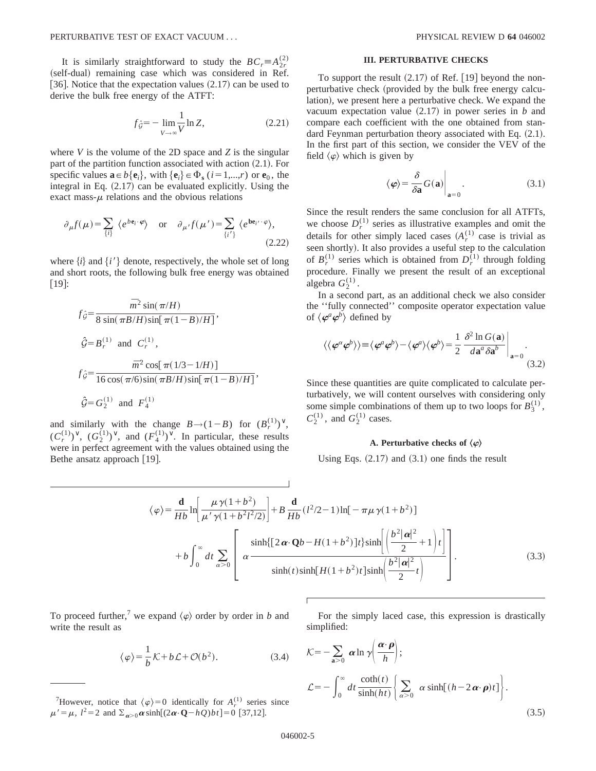It is similarly straightforward to study the $BC_r \equiv A_{2r}^{(2)}$ (self-dual) remaining case which was considered in Ref. [36]. Notice that the expectation values (2.17) can be used to derive the bulk free energy of the ATFT:

$$f_{\hat{\mathcal{G}}} = -\lim_{V\to\infty}\frac{1}{V}\ln Z, \tag{2.21}$$

where $V$ is the volume of the 2D space and $Z$ is the singular part of the partition function associated with action (2.1). For specific values $\mathbf{a}\in b\{\mathbf{e}_i\}$, with $\{\mathbf{e}_i\}\in\Phi_{\mathbf{s}}$ $(i=1,\ldots,r)$ or $\mathbf{e}_0$, the integral in Eq. (2.17) can be evaluated explicitly. Using the exact mass-$\mu$ relations and the obvious relations

$$\partial_\mu f(\mu) = \sum_{\{i\}} \langle e^{b\mathbf{e}_i\cdot\varphi}\rangle \quad \text{or} \quad \partial_{\mu'} f(\mu') = \sum_{\{i'\}} \langle e^{b\mathbf{e}_{i'}\cdot\varphi}\rangle, \tag{2.22}$$

where $\{i\}$ and $\{i'\}$ denote, respectively, the whole set of long and short roots, the following bulk free energy was obtained [19]:

$$f_{\hat{\mathcal{G}}} = \frac{\overline{m}^2\sin(\pi/H)}{8\sin(\pi B/H)\sin[\pi(1-B)/H]},$$

$$\hat{\mathcal{G}} = B_r^{(1)} \text{ and } C_r^{(1)},$$

$$f_{\hat{\mathcal{G}}} = \frac{\overline{m}^2\cos[\pi(1/3-1/H)]}{16\cos(\pi/6)\sin(\pi B/H)\sin[\pi(1-B)/H]},$$

$$\hat{\mathcal{G}} = G_2^{(1)} \text{ and } F_4^{(1)}$$

and similarly with the change $B\to(1-B)$ for $(B_r^{(1)})^\vee$, $(C_r^{(1)})^\vee$, $(G_2^{(1)})^\vee$, and $(F_4^{(1)})^\vee$. In particular, these results were in perfect agreement with the values obtained using the Bethe ansatz approach [19].

## III. PERTURBATIVE CHECKS

To support the result (2.17) of Ref. [19] beyond the nonperturbative check (provided by the bulk free energy calculation), we present here a perturbative check. We expand the vacuum expectation value (2.17) in power series in $b$ and compare each coefficient with the one obtained from standard Feynman perturbation theory associated with Eq. (2.1). In the first part of this section, we consider the VEV of the field $\langle\varphi\rangle$ which is given by

$$\langle\boldsymbol{\varphi}\rangle = \frac{\delta}{\delta\mathbf{a}}G(\mathbf{a})\bigg|_{\mathbf{a}=0}. \tag{3.1}$$

Since the result renders the same conclusion for all ATFTs, we choose $D_r^{(1)}$ series as illustrative examples and omit the details for other simply laced cases ($A_r^{(1)}$ case is trivial as seen shortly). It also provides a useful step to the calculation of $B_r^{(1)}$ series which is obtained from $D_r^{(1)}$ through folding procedure. Finally we present the result of an exceptional algebra $G_2^{(1)}$.

In a second part, as an additional check we also consider the "fully connected" composite operator expectation value of $\langle\varphi^a\varphi^b\rangle$ defined by

$$\langle\langle\varphi^\alpha\varphi^b\rangle\rangle \equiv \langle\varphi^a\varphi^b\rangle - \langle\varphi^a\rangle\langle\varphi^b\rangle = \frac{1}{2}\frac{\delta^2\ln G(\mathbf{a})}{d\mathbf{a}^a\,\delta\mathbf{a}^b}\bigg|_{\mathbf{a}=0}. \tag{3.2}$$

Since these quantities are quite complicated to calculate perturbatively, we will content ourselves with considering only some simple combinations of them up to two loops for $B_3^{(1)}$, $C_2^{(1)}$, and $G_2^{(1)}$ cases.

### A. Perturbative checks of $\langle\varphi\rangle$

Using Eqs. (2.17) and (3.1) one finds the result

$$\begin{aligned}\langle\varphi\rangle = {} & \frac{\mathbf{d}}{Hb}\ln\left[\frac{\mu\gamma(1+b^2)}{\mu'\gamma(1+b^2l^2/2)}\right] + B\frac{\mathbf{d}}{Hb}(l^2/2-1)\ln[-\pi\mu\gamma(1+b^2)] \\ & + b\int_0^\infty dt\sum_{\alpha>0}\left[\alpha\frac{\sinh\{[2\boldsymbol{\alpha}\cdot\mathbf{Q}b - H(1+b^2)]t\}\sinh\left[\left(\frac{b^2|\boldsymbol{\alpha}|^2}{2}+1\right)t\right]}{\sinh(t)\sinh[H(1+b^2)t]\sinh\left(\frac{b^2|\boldsymbol{\alpha}|^2}{2}t\right)}\right].\end{aligned} \tag{3.3}$$

To proceed further,[7] we expand $\langle\varphi\rangle$ order by order in $b$ and write the result as

$$\langle\varphi\rangle = \frac{1}{b}\mathcal{K} + b\mathcal{L} + \mathcal{O}(b^2). \tag{3.4}$$

For the simply laced case, this expression is drastically simplified:

$$\mathcal{K} = -\sum_{\mathbf{a}>0}\boldsymbol{\alpha}\ln\gamma\left(\frac{\boldsymbol{\alpha}\cdot\boldsymbol{\rho}}{h}\right);$$

$$\mathcal{L} = -\int_0^\infty dt\frac{\coth(t)}{\sinh(ht)}\left\{\sum_{\alpha>0}\alpha\sinh[(h-2\boldsymbol{\alpha}\cdot\boldsymbol{\rho})t]\right\}. \tag{3.5}$$

---

[7] However, notice that $\langle\varphi\rangle=0$ identically for $A_r^{(1)}$ series since $\mu'=\mu$, $l^2=2$ and $\Sigma_{\boldsymbol{\alpha}>0}\boldsymbol{\alpha}\sinh[(2\boldsymbol{\alpha}\cdot\mathbf{Q}-hQ)bt]=0$ [37,12].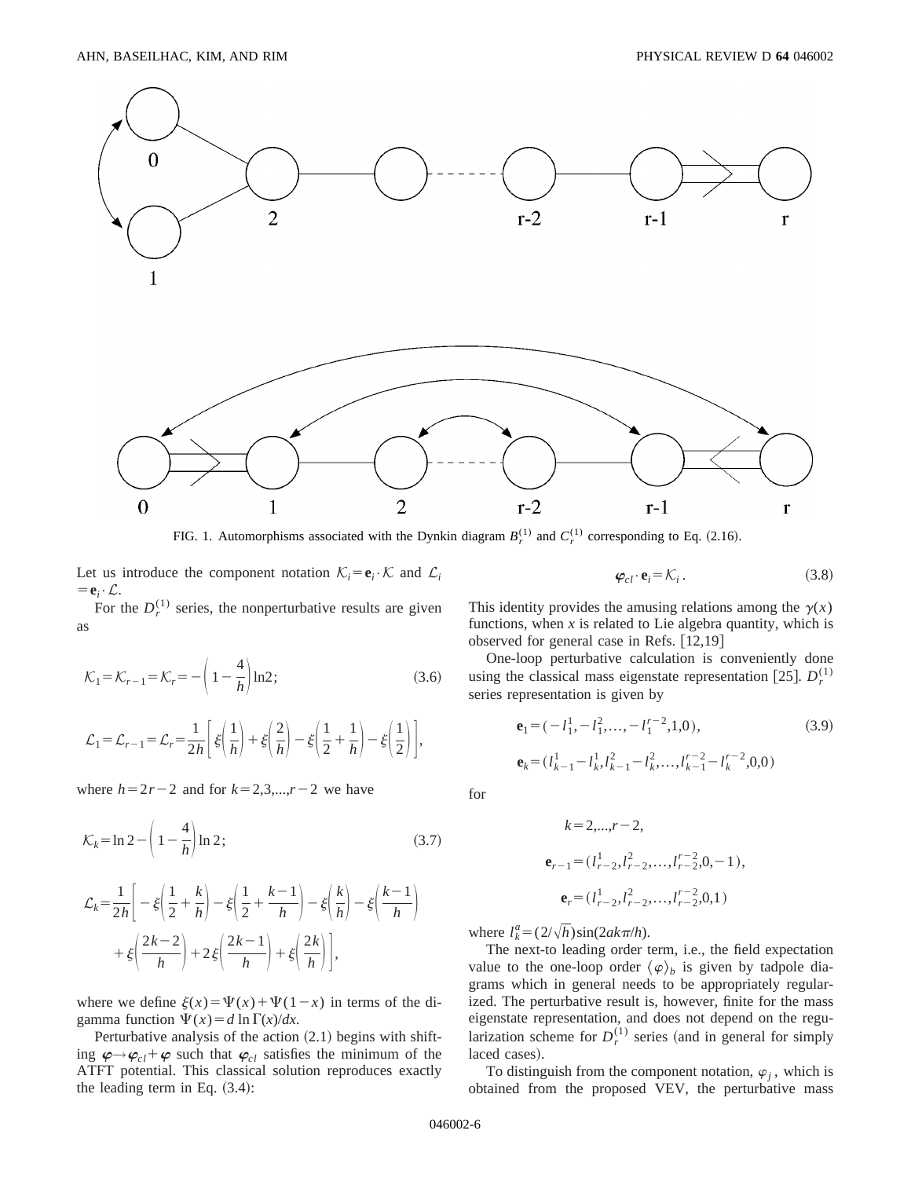FIG. 1. Automorphisms associated with the Dynkin diagram $B_r^{(1)}$ and $C_r^{(1)}$ corresponding to Eq. (2.16).

Let us introduce the component notation $\mathcal{K}_i = \mathbf{e}_i \cdot \mathcal{K}$ and $\mathcal{L}_i = \mathbf{e}_i \cdot \mathcal{L}$.

For the $D_r^{(1)}$ series, the nonperturbative results are given as

$$\mathcal{K}_1 = \mathcal{K}_{r-1} = \mathcal{K}_r = -\left(1 - \frac{4}{h}\right)\ln 2; \tag{3.6}$$

$$\mathcal{L}_1 = \mathcal{L}_{r-1} = \mathcal{L}_r = \frac{1}{2h}\left[\xi\left(\frac{1}{h}\right) + \xi\left(\frac{2}{h}\right) - \xi\left(\frac{1}{2} + \frac{1}{h}\right) - \xi\left(\frac{1}{2}\right)\right],$$

where $h = 2r-2$ and for $k = 2,3,...,r-2$ we have

$$\mathcal{K}_k = \ln 2 - \left(1 - \frac{4}{h}\right)\ln 2; \tag{3.7}$$

$$\mathcal{L}_k = \frac{1}{2h}\left[-\xi\left(\frac{1}{2} + \frac{k}{h}\right) - \xi\left(\frac{1}{2} + \frac{k-1}{h}\right) - \xi\left(\frac{k}{h}\right) - \xi\left(\frac{k-1}{h}\right) + \xi\left(\frac{2k-2}{h}\right) + 2\xi\left(\frac{2k-1}{h}\right) + \xi\left(\frac{2k}{h}\right)\right],$$

where we define $\xi(x) = \Psi(x) + \Psi(1-x)$ in terms of the digamma function $\Psi(x) = d \ln \Gamma(x)/dx$.

Perturbative analysis of the action (2.1) begins with shifting $\boldsymbol{\varphi} \to \boldsymbol{\varphi}_{cl} + \boldsymbol{\varphi}$ such that $\boldsymbol{\varphi}_{cl}$ satisfies the minimum of the ATFT potential. This classical solution reproduces exactly the leading term in Eq. (3.4):

$$\boldsymbol{\varphi}_{cl} \cdot \mathbf{e}_i = \mathcal{K}_i . \tag{3.8}$$

This identity provides the amusing relations among the $\gamma(x)$ functions, when $x$ is related to Lie algebra quantity, which is observed for general case in Refs. [12,19]

One-loop perturbative calculation is conveniently done using the classical mass eigenstate representation [25]. $D_r^{(1)}$ series representation is given by

$$\mathbf{e}_1 = (-l_1^1, -l_1^2, \ldots, -l_1^{r-2}, 1, 0), \tag{3.9}$$

$$\mathbf{e}_k = (l_{k-1}^1 - l_k^1, l_{k-1}^2 - l_k^2, \ldots, l_{k-1}^{r-2} - l_k^{r-2}, 0, 0)$$

for

$$k = 2,...,r-2,$$

$$\mathbf{e}_{r-1} = (l_{r-2}^1, l_{r-2}^2, \ldots, l_{r-2}^{r-2}, 0, -1),$$

$$\mathbf{e}_r = (l_{r-2}^1, l_{r-2}^2, \ldots, l_{r-2}^{r-2}, 0, 1)$$

where $l_k^a = (2/\sqrt{h})\sin(2ak\pi/h)$.

The next-to leading order term, i.e., the field expectation value to the one-loop order $\langle \varphi \rangle_b$ is given by tadpole diagrams which in general needs to be appropriately regularized. The perturbative result is, however, finite for the mass eigenstate representation, and does not depend on the regularization scheme for $D_r^{(1)}$ series (and in general for simply laced cases).

To distinguish from the component notation, $\varphi_j$, which is obtained from the proposed VEV, the perturbative mass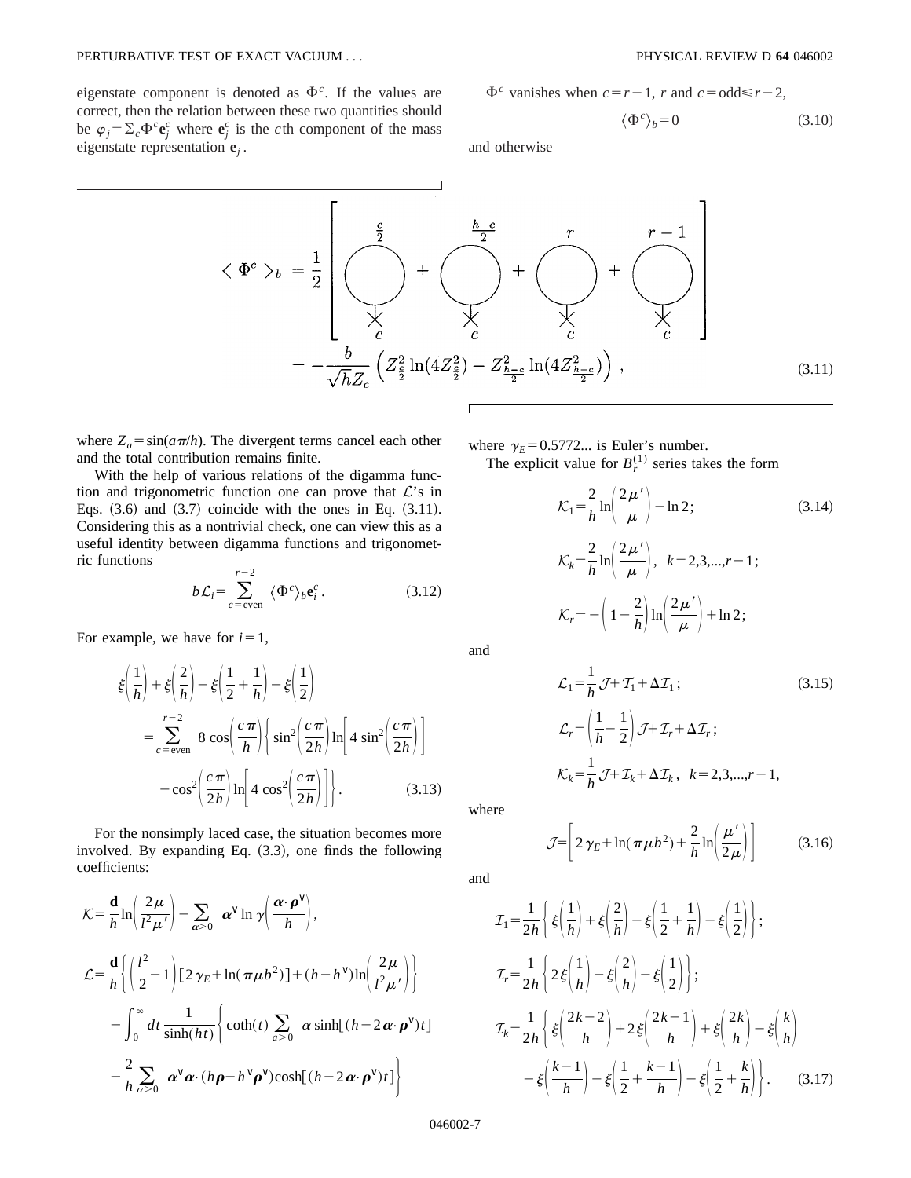eigenstate component is denoted as $\Phi^c$. If the values are correct, then the relation between these two quantities should be $\varphi_j = \Sigma_c \Phi^c \mathbf{e}_j^c$ where $\mathbf{e}_j^c$ is the $c$th component of the mass eigenstate representation $\mathbf{e}_j$.

$\Phi^c$ vanishes when $c=r-1$, $r$ and $c=\text{odd} \leq r-2$,

$$\langle \Phi^c \rangle_b = 0 \tag{3.10}$$

and otherwise

$$\langle \Phi^c \rangle_b = \frac{1}{2}\left[ \text{(tadpole } \tfrac{c}{2}, c) + \text{(tadpole } \tfrac{h-c}{2}, c) + \text{(tadpole } r, c) + \text{(tadpole } r-1, c) \right]$$
$$= -\frac{b}{\sqrt{h} Z_c}\left( Z_{\frac{c}{2}}^2 \ln(4Z_{\frac{c}{2}}^2) - Z_{\frac{h-c}{2}}^2 \ln(4Z_{\frac{h-c}{2}}^2)\right), \tag{3.11}$$

where $Z_a = \sin(a\pi/h)$. The divergent terms cancel each other and the total contribution remains finite.

With the help of various relations of the digamma function and trigonometric function one can prove that $\mathcal{L}$'s in Eqs. (3.6) and (3.7) coincide with the ones in Eq. (3.11). Considering this as a nontrivial check, one can view this as a useful identity between digamma functions and trigonometric functions

$$b\mathcal{L}_i = \sum_{c=\text{even}}^{r-2} \langle \Phi^c \rangle_b \mathbf{e}_i^c. \tag{3.12}$$

For example, we have for $i=1$,

$$\begin{aligned} &\xi\left(\frac{1}{h}\right) + \xi\left(\frac{2}{h}\right) - \xi\left(\frac{1}{2}+\frac{1}{h}\right) - \xi\left(\frac{1}{2}\right) \\ &= \sum_{c=\text{even}}^{r-2} 8\cos\left(\frac{c\pi}{h}\right)\left\{ \sin^2\left(\frac{c\pi}{2h}\right)\ln\left[4\sin^2\left(\frac{c\pi}{2h}\right)\right] \right. \\ &\quad \left. - \cos^2\left(\frac{c\pi}{2h}\right)\ln\left[4\cos^2\left(\frac{c\pi}{2h}\right)\right]\right\}. \end{aligned} \tag{3.13}$$

For the nonsimply laced case, the situation becomes more involved. By expanding Eq. (3.3), one finds the following coefficients:

$$\mathcal{K} = \frac{\mathbf{d}}{h}\ln\left(\frac{2\mu}{l^2\mu'}\right) - \sum_{\alpha>0} \boldsymbol{\alpha}^\vee \ln\gamma\left(\frac{\boldsymbol{\alpha}\cdot\boldsymbol{\rho}^\vee}{h}\right),$$

$$\begin{aligned} \mathcal{L} = &\frac{\mathbf{d}}{h}\left\{ \left(\frac{l^2}{2}-1\right)[2\gamma_E + \ln(\pi\mu b^2)] + (h-h^\vee)\ln\left(\frac{2\mu}{l^2\mu'}\right)\right\} \\ &- \int_0^\infty dt \frac{1}{\sinh(ht)}\left\{ \coth(t)\sum_{a>0} \alpha \sinh[(h-2\boldsymbol{\alpha}\cdot\boldsymbol{\rho}^\vee)t] \right. \\ &\left. - \frac{2}{h}\sum_{\alpha>0} \boldsymbol{\alpha}^\vee \boldsymbol{\alpha}\cdot(h\boldsymbol{\rho} - h^\vee\boldsymbol{\rho}^\vee)\cosh[(h-2\boldsymbol{\alpha}\cdot\boldsymbol{\rho}^\vee)t]\right\} \end{aligned}$$

where $\gamma_E = 0.5772...$ is Euler's number.

The explicit value for $B_r^{(1)}$ series takes the form

$$\begin{aligned} \mathcal{K}_1 &= \frac{2}{h}\ln\left(\frac{2\mu'}{\mu}\right) - \ln 2; \\ \mathcal{K}_k &= \frac{2}{h}\ln\left(\frac{2\mu'}{\mu}\right), \quad k=2,3,...,r-1; \\ \mathcal{K}_r &= -\left(1-\frac{2}{h}\right)\ln\left(\frac{2\mu'}{\mu}\right) + \ln 2; \end{aligned} \tag{3.14}$$

and

$$\begin{aligned} \mathcal{L}_1 &= \frac{1}{h}\mathcal{J} + \mathcal{I}_1 + \Delta\mathcal{I}_1; \\ \mathcal{L}_r &= \left(\frac{1}{h}-\frac{1}{2}\right)\mathcal{J} + \mathcal{I}_r + \Delta\mathcal{I}_r; \\ \mathcal{K}_k &= \frac{1}{h}\mathcal{J} + \mathcal{I}_k + \Delta\mathcal{I}_k, \quad k=2,3,...,r-1, \end{aligned} \tag{3.15}$$

where

$$\mathcal{J} = \left[ 2\gamma_E + \ln(\pi\mu b^2) + \frac{2}{h}\ln\left(\frac{\mu'}{2\mu}\right)\right] \tag{3.16}$$

and

$$\begin{aligned} \mathcal{I}_1 &= \frac{1}{2h}\left\{ \xi\left(\frac{1}{h}\right) + \xi\left(\frac{2}{h}\right) - \xi\left(\frac{1}{2}+\frac{1}{h}\right) - \xi\left(\frac{1}{2}\right)\right\}; \\ \mathcal{I}_r &= \frac{1}{2h}\left\{ 2\xi\left(\frac{1}{h}\right) - \xi\left(\frac{2}{h}\right) - \xi\left(\frac{1}{2}\right)\right\}; \\ \mathcal{I}_k &= \frac{1}{2h}\left\{ \xi\left(\frac{2k-2}{h}\right) + 2\xi\left(\frac{2k-1}{h}\right) + \xi\left(\frac{2k}{h}\right) - \xi\left(\frac{k}{h}\right) \right. \\ &\quad \left. - \xi\left(\frac{k-1}{h}\right) - \xi\left(\frac{1}{2}+\frac{k-1}{h}\right) - \xi\left(\frac{1}{2}+\frac{k}{h}\right)\right\}. \end{aligned} \tag{3.17}$$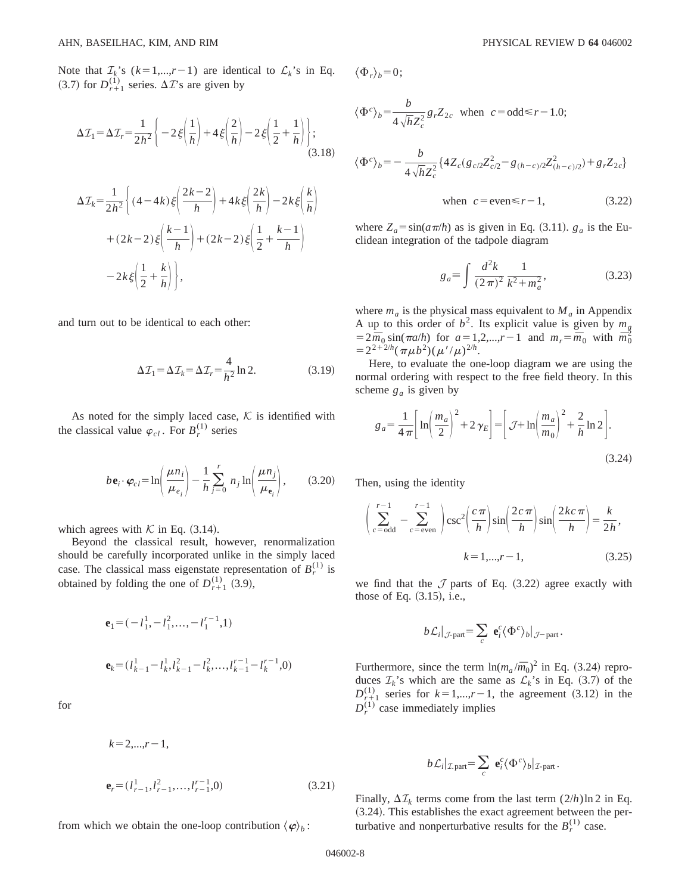Note that $\mathcal{I}_k$'s $(k=1,...,r-1)$ are identical to $\mathcal{L}_k$'s in Eq. (3.7) for $D_{r+1}^{(1)}$ series. $\Delta\mathcal{I}$'s are given by

$$\Delta\mathcal{I}_1=\Delta\mathcal{I}_r=\frac{1}{2h^2}\left\{-2\xi\left(\frac{1}{h}\right)+4\xi\left(\frac{2}{h}\right)-2\xi\left(\frac{1}{2}+\frac{1}{h}\right)\right\};\tag{3.18}$$

$$\begin{aligned}\Delta\mathcal{I}_k=\frac{1}{2h^2}\bigg\{&(4-4k)\xi\left(\frac{2k-2}{h}\right)+4k\xi\left(\frac{2k}{h}\right)-2k\xi\left(\frac{k}{h}\right)\\&+(2k-2)\xi\left(\frac{k-1}{h}\right)+(2k-2)\xi\left(\frac{1}{2}+\frac{k-1}{h}\right)\\&-2k\xi\left(\frac{1}{2}+\frac{k}{h}\right)\bigg\},\end{aligned}$$

and turn out to be identical to each other:

$$\Delta\mathcal{I}_1=\Delta\mathcal{I}_k=\Delta\mathcal{I}_r=\frac{4}{h^2}\ln 2.\tag{3.19}$$

As noted for the simply laced case, $\mathcal{K}$ is identified with the classical value $\varphi_{cl}$. For $B_r^{(1)}$ series

$$b\mathbf{e}_i\cdot\boldsymbol{\varphi}_{cl}=\ln\left(\frac{\mu n_i}{\mu_{e_i}}\right)-\frac{1}{h}\sum_{j=0}^{r}n_j\ln\left(\frac{\mu n_j}{\mu_{\mathbf{e}_i}}\right),\tag{3.20}$$

which agrees with $\mathcal{K}$ in Eq. (3.14).

Beyond the classical result, however, renormalization should be carefully incorporated unlike in the simply laced case. The classical mass eigenstate representation of $B_r^{(1)}$ is obtained by folding the one of $D_{r+1}^{(1)}$ (3.9),

$$\mathbf{e}_1=(-l_1^1,-l_1^2,\dots,-l_1^{r-1},1)$$

$$\mathbf{e}_k=(l_{k-1}^1-l_k^1,l_{k-1}^2-l_k^2,\dots,l_{k-1}^{r-1}-l_k^{r-1},0)$$

for

$$k=2,...,r-1,$$

$$\mathbf{e}_r=(l_{r-1}^1,l_{r-1}^2,\dots,l_{r-1}^{r-1},0)\tag{3.21}$$

from which we obtain the one-loop contribution $\langle\boldsymbol{\varphi}\rangle_b$:

$$\langle\Phi_r\rangle_b=0;$$

$$\langle\Phi^c\rangle_b=\frac{b}{4\sqrt{h}Z_c^2}g_rZ_{2c}\quad\text{when}\quad c=\text{odd}\leqslant r-1.0;$$

$$\langle\Phi^c\rangle_b=-\frac{b}{4\sqrt{h}Z_c^2}\{4Z_c(g_{c/2}Z_{c/2}^2-g_{(h-c)/2}Z_{(h-c)/2}^2)+g_rZ_{2c}\}$$

$$\text{when}\quad c=\text{even}\leqslant r-1,\tag{3.22}$$

where $Z_a=\sin(a\pi/h)$ as is given in Eq. (3.11). $g_a$ is the Euclidean integration of the tadpole diagram

$$g_a\equiv\int\frac{d^2k}{(2\pi)^2}\frac{1}{k^2+m_a^2},\tag{3.23}$$

where $m_a$ is the physical mass equivalent to $M_a$ in Appendix A up to this order of $b^2$. Its explicit value is given by $m_a=2\bar{m}_0\sin(\pi a/h)$ for $a=1,2,...,r-1$ and $m_r=\bar{m}_0$ with $\bar{m}_0^2=2^{2+2/h}(\pi\mu b^2)(\mu'/\mu)^{2/h}$.

Here, to evaluate the one-loop diagram we are using the normal ordering with respect to the free field theory. In this scheme $g_a$ is given by

$$g_a=\frac{1}{4\pi}\left[\ln\left(\frac{m_a}{2}\right)^2+2\gamma_E\right]=\left[\mathcal{J}+\ln\left(\frac{m_a}{m_0}\right)^2+\frac{2}{h}\ln 2\right].\tag{3.24}$$

Then, using the identity

$$\left(\sum_{c=\text{odd}}^{r-1}-\sum_{c=\text{even}}^{r-1}\right)\csc^2\left(\frac{c\pi}{h}\right)\sin\left(\frac{2c\pi}{h}\right)\sin\left(\frac{2kc\pi}{h}\right)=\frac{k}{2h},$$

$$k=1,...,r-1,\tag{3.25}$$

we find that the $\mathcal{J}$ parts of Eq. (3.22) agree exactly with those of Eq. (3.15), i.e.,

$$b\mathcal{L}_i|_{\mathcal{J}\text{-part}}=\sum_c\mathbf{e}_i^c\langle\Phi^c\rangle_b|_{\mathcal{J}-\text{part}}.$$

Furthermore, since the term $\ln(m_a/\bar{m}_0)^2$ in Eq. (3.24) reproduces $\mathcal{I}_k$'s which are the same as $\mathcal{L}_k$'s in Eq. (3.7) of the $D_{r+1}^{(1)}$ series for $k=1,...,r-1$, the agreement (3.12) in the $D_r^{(1)}$ case immediately implies

$$b\mathcal{L}_i|_{\mathcal{I}\text{-part}}=\sum_c\mathbf{e}_i^c\langle\Phi^c\rangle_b|_{\mathcal{I}\text{-part}}.$$

Finally, $\Delta\mathcal{I}_k$ terms come from the last term $(2/h)\ln 2$ in Eq. (3.24). This establishes the exact agreement between the perturbative and nonperturbative results for the $B_r^{(1)}$ case.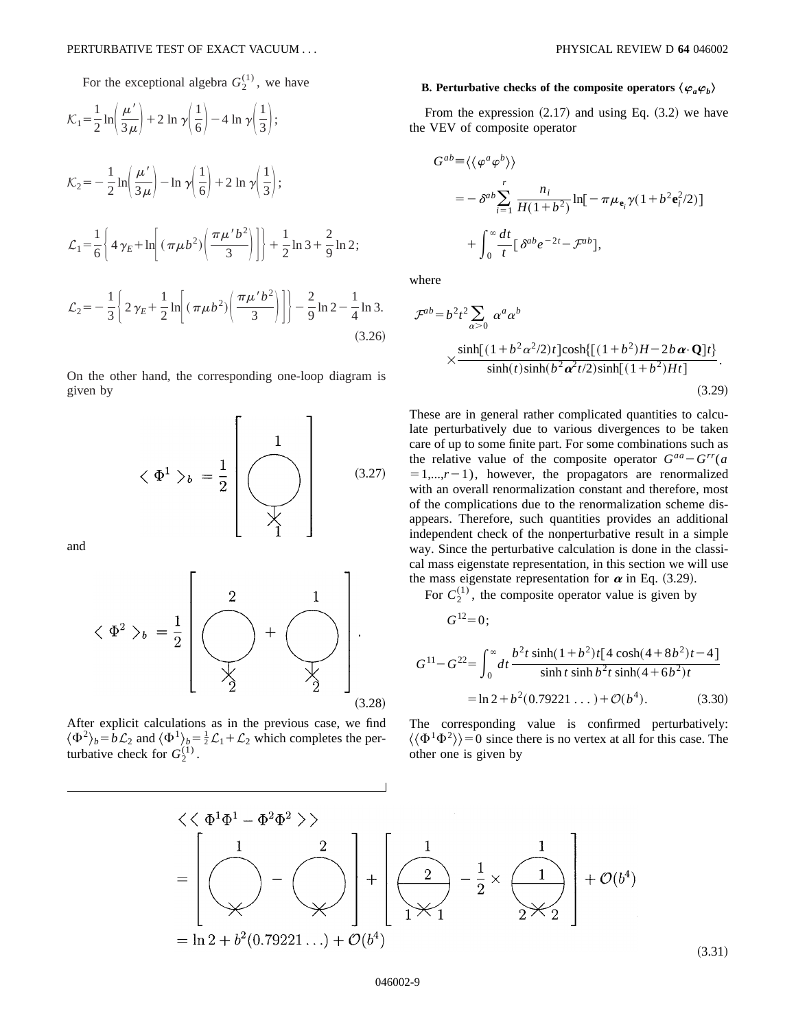For the exceptional algebra $G_2^{(1)}$, we have

$$\mathcal{K}_1=\frac{1}{2}\ln\left(\frac{\mu'}{3\mu}\right)+2\ln\gamma\left(\frac{1}{6}\right)-4\ln\gamma\left(\frac{1}{3}\right);$$

$$\mathcal{K}_2=-\frac{1}{2}\ln\left(\frac{\mu'}{3\mu}\right)-\ln\gamma\left(\frac{1}{6}\right)+2\ln\gamma\left(\frac{1}{3}\right);$$

$$\mathcal{L}_1=\frac{1}{6}\left\{4\gamma_E+\ln\left[(\pi\mu b^2)\left(\frac{\pi\mu' b^2}{3}\right)\right]\right\}+\frac{1}{2}\ln 3+\frac{2}{9}\ln 2;$$

$$\mathcal{L}_2=-\frac{1}{3}\left\{2\gamma_E+\frac{1}{2}\ln\left[(\pi\mu b^2)\left(\frac{\pi\mu' b^2}{3}\right)\right]\right\}-\frac{2}{9}\ln 2-\frac{1}{4}\ln 3. \tag{3.26}$$

On the other hand, the corresponding one-loop diagram is given by

$$\langle\,\Phi^1\,\rangle_b=\frac{1}{2}\left[\text{(loop 1, vertex 1)}\right] \tag{3.27}$$

and

$$\langle\,\Phi^2\,\rangle_b=\frac{1}{2}\left[\text{(loop 2, vertex 2)}+\text{(loop 1, vertex 2)}\right]. \tag{3.28}$$

After explicit calculations as in the previous case, we find $\langle\Phi^2\rangle_b=b\mathcal{L}_2$ and $\langle\Phi^1\rangle_b=\frac{1}{2}\mathcal{L}_1+\mathcal{L}_2$ which completes the perturbative check for $G_2^{(1)}$.

### B. Perturbative checks of the composite operators $\langle\varphi_a\varphi_b\rangle$

From the expression (2.17) and using Eq. (3.2) we have the VEV of composite operator

$$\begin{aligned}
G^{ab}&\equiv\langle\langle\varphi^a\varphi^b\rangle\rangle\\
&=-\delta^{ab}\sum_{i=1}^{r}\frac{n_i}{H(1+b^2)}\ln[-\pi\mu_{\mathbf{e}_i}\gamma(1+b^2\mathbf{e}_i^2/2)]\\
&\quad+\int_0^\infty\frac{dt}{t}[\delta^{ab}e^{-2t}-\mathcal{F}^{ab}],
\end{aligned}$$

where

$$\mathcal{F}^{ab}=b^2t^2\sum_{\alpha>0}\alpha^a\alpha^b\times\frac{\sinh[(1+b^2\alpha^2/2)t]\cosh\{[(1+b^2)H-2b\boldsymbol{\alpha}\cdot\mathbf{Q}]t\}}{\sinh(t)\sinh(b^2\boldsymbol{\alpha}^2t/2)\sinh[(1+b^2)Ht]}. \tag{3.29}$$

These are in general rather complicated quantities to calculate perturbatively due to various divergences to be taken care of up to some finite part. For some combinations such as the relative value of the composite operator $G^{aa}-G^{rr}(a=1,...,r-1)$, however, the propagators are renormalized with an overall renormalization constant and therefore, most of the complications due to the renormalization scheme disappears. Therefore, such quantities provides an additional independent check of the nonperturbative result in a simple way. Since the perturbative calculation is done in the classical mass eigenstate representation, in this section we will use the mass eigenstate representation for $\boldsymbol{\alpha}$ in Eq. (3.29).

For $C_2^{(1)}$, the composite operator value is given by

$$G^{12}=0;$$

$$G^{11}-G^{22}=\int_0^\infty dt\,\frac{b^2t\sinh(1+b^2)t[4\cosh(4+8b^2)t-4]}{\sinh t\sinh b^2t\sinh(4+6b^2)t}=\ln 2+b^2(0.79221\ldots)+\mathcal{O}(b^4). \tag{3.30}$$

The corresponding value is confirmed perturbatively: $\langle\langle\Phi^1\Phi^2\rangle\rangle=0$ since there is no vertex at all for this case. The other one is given by

$$\begin{aligned}
&\langle\langle\,\Phi^1\Phi^1-\Phi^2\Phi^2\,\rangle\rangle\\
&=\left[\text{(loop 1)}-\text{(loop 2)}\right]+\left[\text{(loops 1,2; vertex 1,1)}-\frac{1}{2}\times\text{(loops 1,1; vertex 2,2)}\right]+\mathcal{O}(b^4)\\
&=\ln 2+b^2(0.79221\ldots)+\mathcal{O}(b^4)
\end{aligned} \tag{3.31}$$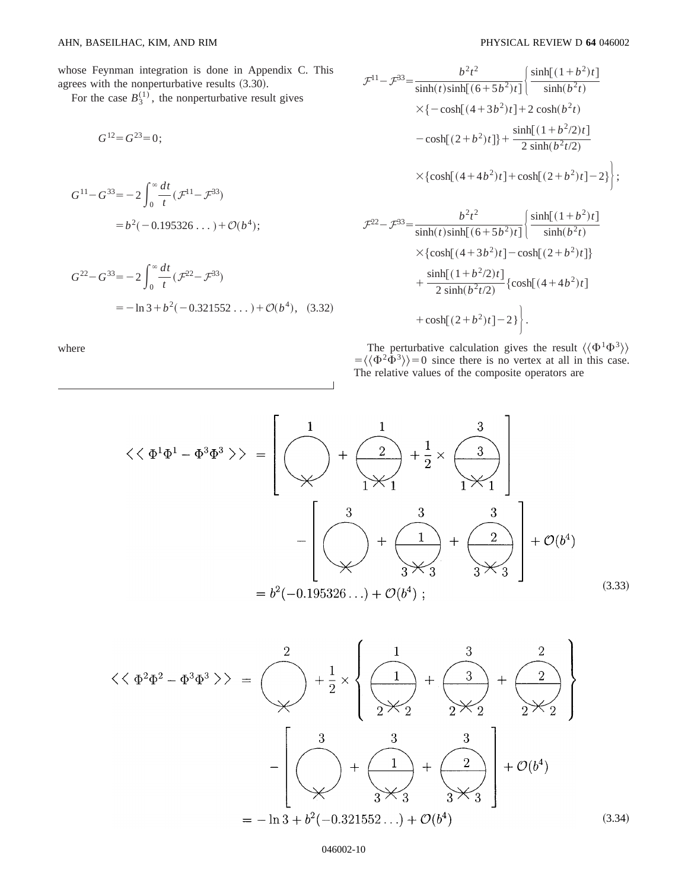whose Feynman integration is done in Appendix C. This agrees with the nonperturbative results (3.30).

For the case $B_3^{(1)}$, the nonperturbative result gives

$$G^{12}=G^{23}=0;$$

$$G^{11}-G^{33}=-2\int_0^\infty \frac{dt}{t}(\mathcal{F}^{11}-\mathcal{F}^{33})$$
$$=b^2(-0.195326\ldots)+\mathcal{O}(b^4);$$

$$G^{22}-G^{33}=-2\int_0^\infty \frac{dt}{t}(\mathcal{F}^{22}-\mathcal{F}^{33})$$
$$=-\ln 3+b^2(-0.321552\ldots)+\mathcal{O}(b^4), \quad (3.32)$$

where

$$\mathcal{F}^{11}-\mathcal{F}^{33}=\frac{b^2t^2}{\sinh(t)\sinh[(6+5b^2)t]}\left\{\frac{\sinh[(1+b^2)t]}{\sinh(b^2t)}\times\{-\cosh[(4+3b^2)t]+2\cosh(b^2t)-\cosh[(2+b^2)t]\}+\frac{\sinh[(1+b^2/2)t]}{2\sinh(b^2t/2)}\times\{\cosh[(4+4b^2)t]+\cosh[(2+b^2)t]-2\}\right\};$$

$$\mathcal{F}^{22}-\mathcal{F}^{33}=\frac{b^2t^2}{\sinh(t)\sinh[(6+5b^2)t]}\left\{\frac{\sinh[(1+b^2)t]}{\sinh(b^2t)}\times\{\cosh[(4+3b^2)t]-\cosh[(2+b^2)t]\}+\frac{\sinh[(1+b^2/2)t]}{2\sinh(b^2t/2)}\{\cosh[(4+4b^2)t]+\cosh[(2+b^2)t]-2\}\right\}.$$

The perturbative calculation gives the result $\langle\langle\Phi^1\Phi^3\rangle\rangle=\langle\langle\Phi^2\Phi^3\rangle\rangle=0$ since there is no vertex at all in this case. The relative values of the composite operators are

$$\langle\langle\,\Phi^1\Phi^1-\Phi^3\Phi^3\,\rangle\rangle = [\text{diagrams}] - [\text{diagrams}] + \mathcal{O}(b^4)$$
$$=b^2(-0.195326\ldots)+\mathcal{O}(b^4)\ ; \quad (3.33)$$

$$\langle\langle\,\Phi^2\Phi^2-\Phi^3\Phi^3\,\rangle\rangle = [\text{diagram}] + \frac{1}{2}\times\{\text{diagrams}\} - [\text{diagrams}] + \mathcal{O}(b^4)$$
$$=-\ln 3+b^2(-0.321552\ldots)+\mathcal{O}(b^4) \quad (3.34)$$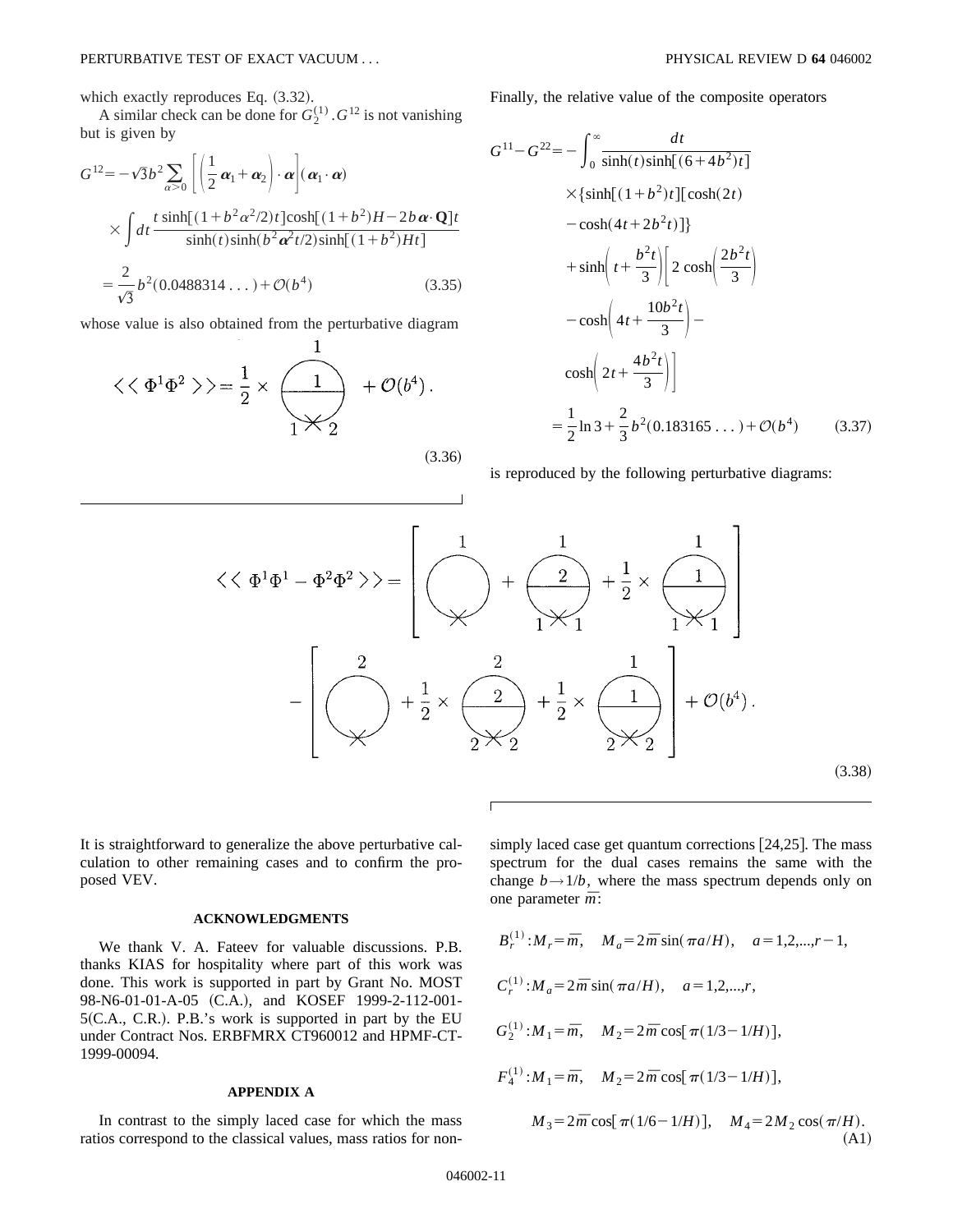which exactly reproduces Eq. (3.32).

A similar check can be done for $G_2^{(1)}$. $G^{12}$ is not vanishing but is given by

$$
\begin{aligned}
G^{12} &= -\sqrt{3} b^2 \sum_{\alpha>0} \left[ \left( \frac{1}{2} \boldsymbol{\alpha}_1 + \boldsymbol{\alpha}_2 \right) \cdot \boldsymbol{\alpha} \right] (\boldsymbol{\alpha}_1 \cdot \boldsymbol{\alpha}) \\
&\quad \times \int dt \, \frac{t \sinh[(1+b^2\alpha^2/2)t] \cosh[(1+b^2)H - 2b\boldsymbol{\alpha}\cdot\mathbf{Q}]t}{\sinh(t)\sinh(b^2\boldsymbol{\alpha}^2 t/2)\sinh[(1+b^2)Ht]} \\
&= \frac{2}{\sqrt{3}} b^2 (0.0488314\ldots) + \mathcal{O}(b^4) \qquad (3.35)
\end{aligned}
$$

whose value is also obtained from the perturbative diagram

$$
\langle\langle \Phi^1 \Phi^2 \rangle\rangle = \frac{1}{2} \times [\text{diagram}] + \mathcal{O}(b^4). \qquad (3.36)
$$

Finally, the relative value of the composite operators

$$
\begin{aligned}
G^{11} - G^{22} &= -\int_0^\infty \frac{dt}{\sinh(t)\sinh[(6+4b^2)t]} \\
&\quad \times \{ \sinh[(1+b^2)t][\cosh(2t) \\
&\quad - \cosh(4t+2b^2t)]\} \\
&\quad + \sinh\left(t + \frac{b^2 t}{3}\right)\left[2\cosh\left(\frac{2b^2 t}{3}\right)\right. \\
&\quad - \cosh\left(4t + \frac{10 b^2 t}{3}\right) - \\
&\quad \left.\cosh\left(2t + \frac{4b^2 t}{3}\right)\right] \\
&= \frac{1}{2}\ln 3 + \frac{2}{3} b^2 (0.183165\ldots) + \mathcal{O}(b^4) \qquad (3.37)
\end{aligned}
$$

is reproduced by the following perturbative diagrams:

$$
\langle\langle \Phi^1\Phi^1 - \Phi^2\Phi^2 \rangle\rangle = \left[ [\text{diagram}] + [\text{diagram}] + \frac{1}{2} \times [\text{diagram}] \right] - \left[ [\text{diagram}] + \frac{1}{2} \times [\text{diagram}] + \frac{1}{2} \times [\text{diagram}] \right] + \mathcal{O}(b^4). \qquad (3.38)
$$

It is straightforward to generalize the above perturbative calculation to other remaining cases and to confirm the proposed VEV.

## ACKNOWLEDGMENTS

We thank V. A. Fateev for valuable discussions. P.B. thanks KIAS for hospitality where part of this work was done. This work is supported in part by Grant No. MOST 98-N6-01-01-A-05 (C.A.), and KOSEF 1999-2-112-001-5(C.A., C.R.). P.B.'s work is supported in part by the EU under Contract Nos. ERBFMRX CT960012 and HPMF-CT-1999-00094.

## APPENDIX A

In contrast to the simply laced case for which the mass ratios correspond to the classical values, mass ratios for non-simply laced case get quantum corrections [24,25]. The mass spectrum for the dual cases remains the same with the change $b \to 1/b$, where the mass spectrum depends only on one parameter $\bar{m}$:

$$
\begin{aligned}
&B_r^{(1)}: M_r = \bar{m}, \quad M_a = 2\bar{m}\sin(\pi a/H), \quad a = 1,2,\ldots,r-1, \\
&C_r^{(1)}: M_a = 2\bar{m}\sin(\pi a/H), \quad a = 1,2,\ldots,r, \\
&G_2^{(1)}: M_1 = \bar{m}, \quad M_2 = 2\bar{m}\cos[\pi(1/3 - 1/H)], \\
&F_4^{(1)}: M_1 = \bar{m}, \quad M_2 = 2\bar{m}\cos[\pi(1/3 - 1/H)], \\
&\qquad M_3 = 2\bar{m}\cos[\pi(1/6 - 1/H)], \quad M_4 = 2M_2\cos(\pi/H).
\end{aligned} \qquad (A1)
$$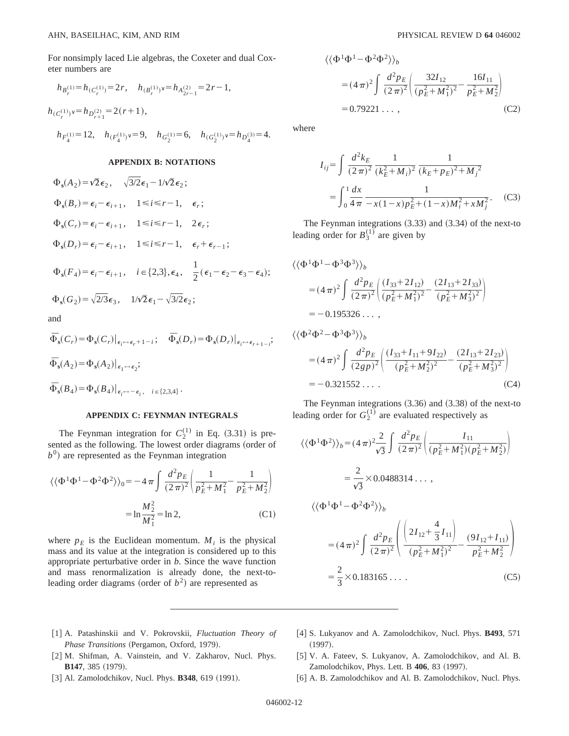For nonsimply laced Lie algebras, the Coxeter and dual Coxeter numbers are

$$h_{B_r^{(1)}} = h_{(C_r^{(1)})} = 2r, \quad h_{(B_r^{(1)})^\vee} = h_{A_{2r-1}^{(2)}} = 2r-1,$$

$$h_{(C_r^{(1)})^\vee} = h_{D_{r+1}^{(2)}} = 2(r+1),$$

$$h_{F_4^{(1)}} = 12, \quad h_{(F_4^{(1)})^\vee} = 9, \quad h_{G_2^{(1)}} = 6, \quad h_{(G_2^{(1)})^\vee} = h_{D_4^{(3)}} = 4.$$

## APPENDIX B: NOTATIONS

$$\Phi_{\mathbf{s}}(A_2) = \sqrt{2}\epsilon_2, \quad \sqrt{3/2}\epsilon_1 - 1/\sqrt{2}\epsilon_2;$$

$$\Phi_{\mathbf{s}}(B_r) = \epsilon_i - \epsilon_{i+1}, \quad 1 \leqslant i \leqslant r-1, \quad \epsilon_r;$$

$$\Phi_{\mathbf{s}}(C_r) = \epsilon_i - \epsilon_{i+1}, \quad 1 \leqslant i \leqslant r-1, \quad 2\epsilon_r;$$

$$\Phi_{\mathbf{s}}(D_r) = \epsilon_i - \epsilon_{i+1}, \quad 1 \leqslant i \leqslant r-1, \quad \epsilon_r + \epsilon_{r-1};$$

$$\Phi_{\mathbf{s}}(F_4) = \epsilon_i - \epsilon_{i+1}, \quad i \in \{2,3\}, \epsilon_4, \quad \frac{1}{2}(\epsilon_1 - \epsilon_2 - \epsilon_3 - \epsilon_4);$$

$$\Phi_{\mathbf{s}}(G_2) = \sqrt{2/3}\epsilon_3, \quad 1/\sqrt{2}\epsilon_1 - \sqrt{3/2}\epsilon_2;$$

and

$$\bar{\Phi}_{\mathbf{s}}(C_r) = \Phi_{\mathbf{s}}(C_r)\big|_{\epsilon_i \leftrightarrow \epsilon_{r+1-i}}; \quad \bar{\Phi}_{\mathbf{s}}(D_r) = \Phi_{\mathbf{s}}(D_r)\big|_{\epsilon_i \leftrightarrow \epsilon_{r+1-i}};$$

$$\bar{\Phi}_{\mathbf{s}}(A_2) = \Phi_{\mathbf{s}}(A_2)\big|_{\epsilon_1 \leftrightarrow \epsilon_2};$$

$$\bar{\Phi}_{\mathbf{s}}(B_4) = \Phi_{\mathbf{s}}(B_4)\big|_{\epsilon_i \leftrightarrow -\epsilon_i, \quad i \in \{2,3,4\}}.$$

## APPENDIX C: FEYNMAN INTEGRALS

The Feynman integration for $C_2^{(1)}$ in Eq. (3.31) is presented as the following. The lowest order diagrams (order of $b^0$) are represented as the Feynman integration

$$\langle\langle \Phi^1\Phi^1 - \Phi^2\Phi^2 \rangle\rangle_0 = -4\pi \int \frac{d^2 p_E}{(2\pi)^2}\left(\frac{1}{p_E^2 + M_1^2} - \frac{1}{p_E^2 + M_2^2}\right) = \ln\frac{M_2^2}{M_1^2} = \ln 2, \tag{C1}$$

where $p_E$ is the Euclidean momentum. $M_i$ is the physical mass and its value at the integration is considered up to this appropriate perturbative order in $b$. Since the wave function and mass renormalization is already done, the next-to-leading order diagrams (order of $b^2$) are represented as

$$\langle\langle \Phi^1\Phi^1 - \Phi^2\Phi^2 \rangle\rangle_b = (4\pi)^2 \int \frac{d^2 p_E}{(2\pi)^2}\left(\frac{32 I_{12}}{(p_E^2 + M_1^2)^2} - \frac{16 I_{11}}{p_E^2 + M_2^2}\right) = 0.79221\ldots, \tag{C2}$$

where

$$I_{ij} = \int \frac{d^2 k_E}{(2\pi)^2} \frac{1}{(k_E^2 + M_i)^2} \frac{1}{(k_E + p_E)^2 + M_j{}^2} = \int_0^1 \frac{dx}{4\pi} \frac{1}{-x(1-x)p_E^2 + (1-x)M_i^2 + xM_j^2}. \tag{C3}$$

The Feynman integrations (3.33) and (3.34) of the next-to leading order for $B_3^{(1)}$ are given by

$$\langle\langle \Phi^1\Phi^1 - \Phi^3\Phi^3 \rangle\rangle_b = (4\pi)^2 \int \frac{d^2 p_E}{(2\pi)^2}\left(\frac{(I_{33} + 2I_{12})}{(p_E^2 + M_1^2)^2} - \frac{(2I_{13} + 2I_{33})}{(p_E^2 + M_3^2)^2}\right) = -0.195326\ldots,$$

$$\langle\langle \Phi^2\Phi^2 - \Phi^3\Phi^3 \rangle\rangle_b = (4\pi)^2 \int \frac{d^2 p_E}{(2gp)^2}\left(\frac{(I_{33} + I_{11} + 9I_{22})}{(p_E^2 + M_2^2)^2} - \frac{(2I_{13} + 2I_{23})}{(p_E^2 + M_3^2)^2}\right) = -0.321552\ldots. \tag{C4}$$

The Feynman integrations (3.36) and (3.38) of the next-to leading order for $G_2^{(1)}$ are evaluated respectively as

$$\langle\langle \Phi^1\Phi^2 \rangle\rangle_b = (4\pi)^2 \frac{2}{\sqrt{3}} \int \frac{d^2 p_E}{(2\pi)^2}\left(\frac{I_{11}}{(p_E^2 + M_1^2)(p_E^2 + M_2^2)}\right) = \frac{2}{\sqrt{3}} \times 0.0488314\ldots,$$

$$\langle\langle \Phi^1\Phi^1 - \Phi^2\Phi^2 \rangle\rangle_b = (4\pi)^2 \int \frac{d^2 p_E}{(2\pi)^2}\left(\frac{\left(2I_{12} + \frac{4}{3}I_{11}\right)}{(p_E^2 + M_1^2)^2} - \frac{(9I_{12} + I_{11})}{p_E^2 + M_2^2}\right) = \frac{2}{3} \times 0.183165\ldots. \tag{C5}$$

---

[1] A. Patashinskii and V. Pokrovskii, *Fluctuation Theory of Phase Transitions* (Pergamon, Oxford, 1979).

[2] M. Shifman, A. Vainstein, and V. Zakharov, Nucl. Phys. **B147**, 385 (1979).

[3] Al. Zamolodchikov, Nucl. Phys. **B348**, 619 (1991).

[4] S. Lukyanov and A. Zamolodchikov, Nucl. Phys. **B493**, 571 (1997).

[5] V. A. Fateev, S. Lukyanov, A. Zamolodchikov, and Al. B. Zamolodchikov, Phys. Lett. B **406**, 83 (1997).

[6] A. B. Zamolodchikov and Al. B. Zamolodchikov, Nucl. Phys.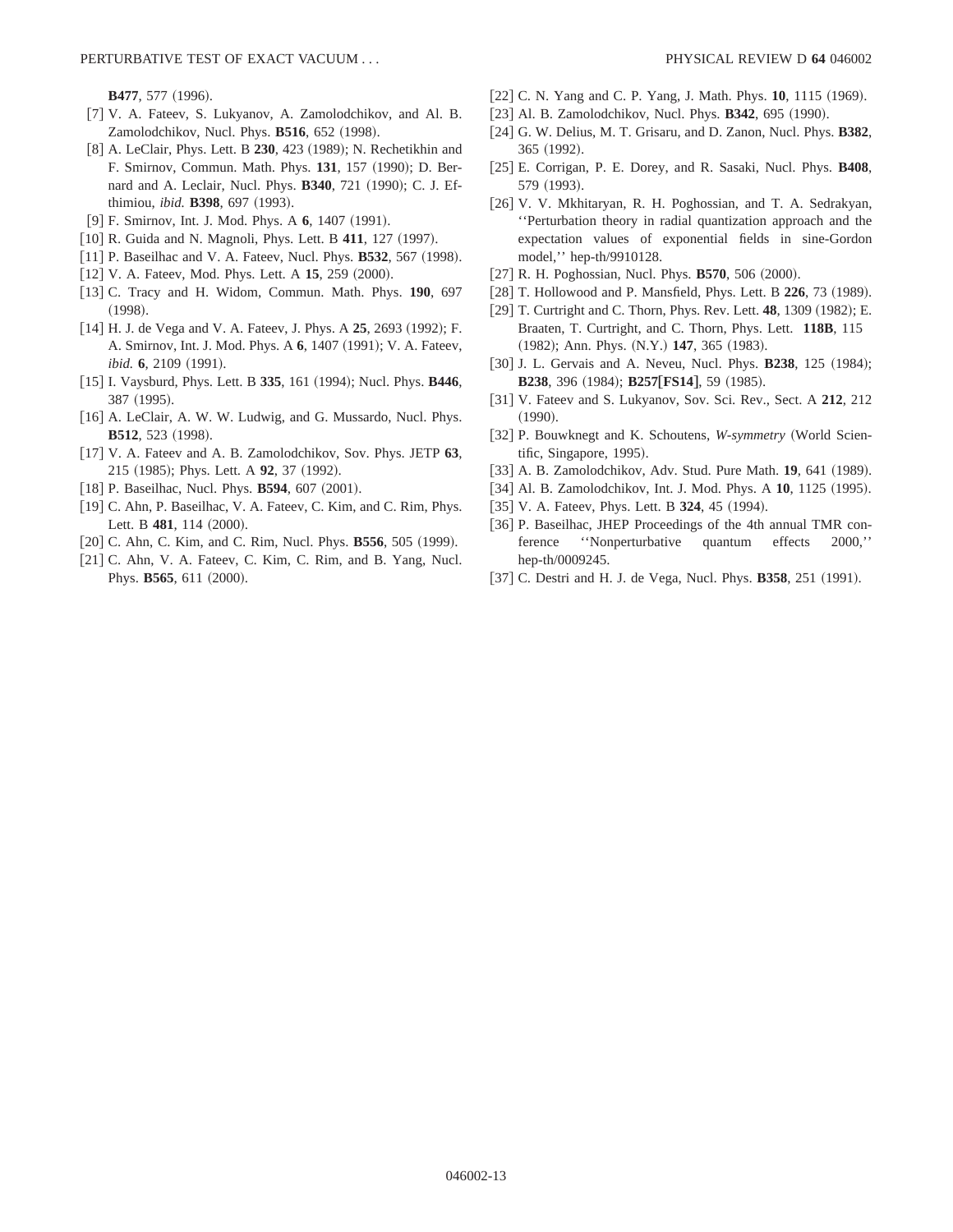**B477**, 577 (1996).

[7] V. A. Fateev, S. Lukyanov, A. Zamolodchikov, and Al. B. Zamolodchikov, Nucl. Phys. **B516**, 652 (1998).

[8] A. LeClair, Phys. Lett. B **230**, 423 (1989); N. Rechetikhin and F. Smirnov, Commun. Math. Phys. **131**, 157 (1990); D. Bernard and A. Leclair, Nucl. Phys. **B340**, 721 (1990); C. J. Efthimiou, *ibid.* **B398**, 697 (1993).

[9] F. Smirnov, Int. J. Mod. Phys. A **6**, 1407 (1991).

[10] R. Guida and N. Magnoli, Phys. Lett. B **411**, 127 (1997).

[11] P. Baseilhac and V. A. Fateev, Nucl. Phys. **B532**, 567 (1998).

[12] V. A. Fateev, Mod. Phys. Lett. A **15**, 259 (2000).

[13] C. Tracy and H. Widom, Commun. Math. Phys. **190**, 697 (1998).

[14] H. J. de Vega and V. A. Fateev, J. Phys. A **25**, 2693 (1992); F. A. Smirnov, Int. J. Mod. Phys. A **6**, 1407 (1991); V. A. Fateev, *ibid.* **6**, 2109 (1991).

[15] I. Vaysburd, Phys. Lett. B **335**, 161 (1994); Nucl. Phys. **B446**, 387 (1995).

[16] A. LeClair, A. W. W. Ludwig, and G. Mussardo, Nucl. Phys. **B512**, 523 (1998).

[17] V. A. Fateev and A. B. Zamolodchikov, Sov. Phys. JETP **63**, 215 (1985); Phys. Lett. A **92**, 37 (1992).

[18] P. Baseilhac, Nucl. Phys. **B594**, 607 (2001).

[19] C. Ahn, P. Baseilhac, V. A. Fateev, C. Kim, and C. Rim, Phys. Lett. B **481**, 114 (2000).

[20] C. Ahn, C. Kim, and C. Rim, Nucl. Phys. **B556**, 505 (1999).

[21] C. Ahn, V. A. Fateev, C. Kim, C. Rim, and B. Yang, Nucl. Phys. **B565**, 611 (2000).

[22] C. N. Yang and C. P. Yang, J. Math. Phys. **10**, 1115 (1969).

[23] Al. B. Zamolodchikov, Nucl. Phys. **B342**, 695 (1990).

[24] G. W. Delius, M. T. Grisaru, and D. Zanon, Nucl. Phys. **B382**, 365 (1992).

[25] E. Corrigan, P. E. Dorey, and R. Sasaki, Nucl. Phys. **B408**, 579 (1993).

[26] V. V. Mkhitaryan, R. H. Poghossian, and T. A. Sedrakyan, ''Perturbation theory in radial quantization approach and the expectation values of exponential fields in sine-Gordon model,'' hep-th/9910128.

[27] R. H. Poghossian, Nucl. Phys. **B570**, 506 (2000).

[28] T. Hollowood and P. Mansfield, Phys. Lett. B **226**, 73 (1989).

[29] T. Curtright and C. Thorn, Phys. Rev. Lett. **48**, 1309 (1982); E. Braaten, T. Curtright, and C. Thorn, Phys. Lett. **118B**, 115 (1982); Ann. Phys. (N.Y.) **147**, 365 (1983).

[30] J. L. Gervais and A. Neveu, Nucl. Phys. **B238**, 125 (1984); **B238**, 396 (1984); **B257[FS14]**, 59 (1985).

[31] V. Fateev and S. Lukyanov, Sov. Sci. Rev., Sect. A **212**, 212 (1990).

[32] P. Bouwknegt and K. Schoutens, *W-symmetry* (World Scientific, Singapore, 1995).

[33] A. B. Zamolodchikov, Adv. Stud. Pure Math. **19**, 641 (1989).

[34] Al. B. Zamolodchikov, Int. J. Mod. Phys. A **10**, 1125 (1995).

[35] V. A. Fateev, Phys. Lett. B **324**, 45 (1994).

[36] P. Baseilhac, JHEP Proceedings of the 4th annual TMR conference ''Nonperturbative quantum effects 2000,'' hep-th/0009245.

[37] C. Destri and H. J. de Vega, Nucl. Phys. **B358**, 251 (1991).